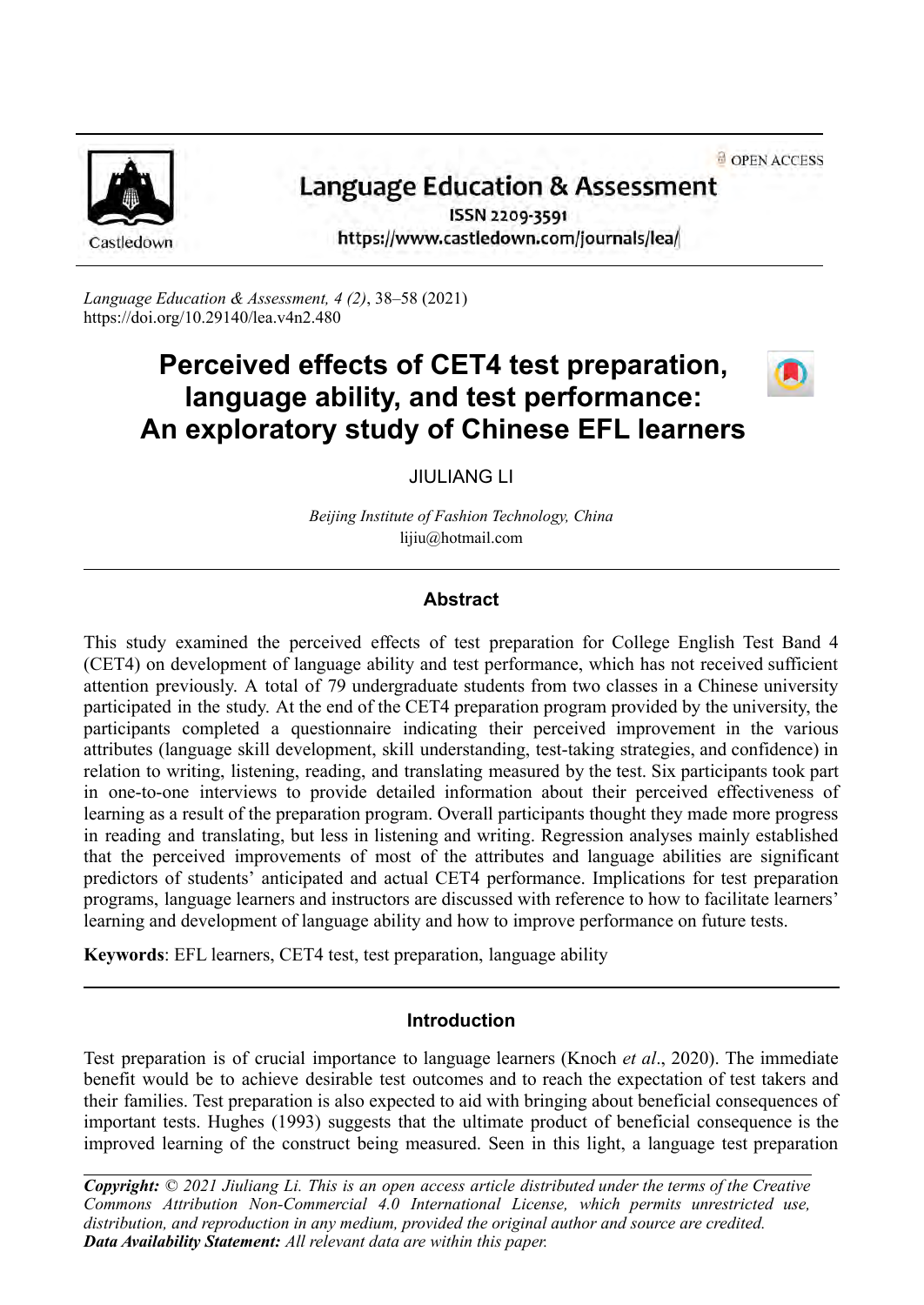Language Education & Assessment

ISSN 2209-3591

https://www.castledown.com/journals/lea/

*Language Education & Assessment, 4 (2)*, 38–58 (2021)
https://doi.org/10.29140/lea.v4n2.480

# Perceived effects of CET4 test preparation, language ability, and test performance: An exploratory study of Chinese EFL learners

JIULIANG LI

*Beijing Institute of Fashion Technology, China*
lijiu@hotmail.com

## Abstract

This study examined the perceived effects of test preparation for College English Test Band 4 (CET4) on development of language ability and test performance, which has not received sufficient attention previously. A total of 79 undergraduate students from two classes in a Chinese university participated in the study. At the end of the CET4 preparation program provided by the university, the participants completed a questionnaire indicating their perceived improvement in the various attributes (language skill development, skill understanding, test-taking strategies, and confidence) in relation to writing, listening, reading, and translating measured by the test. Six participants took part in one-to-one interviews to provide detailed information about their perceived effectiveness of learning as a result of the preparation program. Overall participants thought they made more progress in reading and translating, but less in listening and writing. Regression analyses mainly established that the perceived improvements of most of the attributes and language abilities are significant predictors of students' anticipated and actual CET4 performance. Implications for test preparation programs, language learners and instructors are discussed with reference to how to facilitate learners' learning and development of language ability and how to improve performance on future tests.

**Keywords**: EFL learners, CET4 test, test preparation, language ability

## Introduction

Test preparation is of crucial importance to language learners (Knoch *et al*., 2020). The immediate benefit would be to achieve desirable test outcomes and to reach the expectation of test takers and their families. Test preparation is also expected to aid with bringing about beneficial consequences of important tests. Hughes (1993) suggests that the ultimate product of beneficial consequence is the improved learning of the construct being measured. Seen in this light, a language test preparation

***Copyright:*** *© 2021 Jiuliang Li. This is an open access article distributed under the terms of the Creative Commons Attribution Non-Commercial 4.0 International License, which permits unrestricted use, distribution, and reproduction in any medium, provided the original author and source are credited.*
***Data Availability Statement:*** *All relevant data are within this paper.*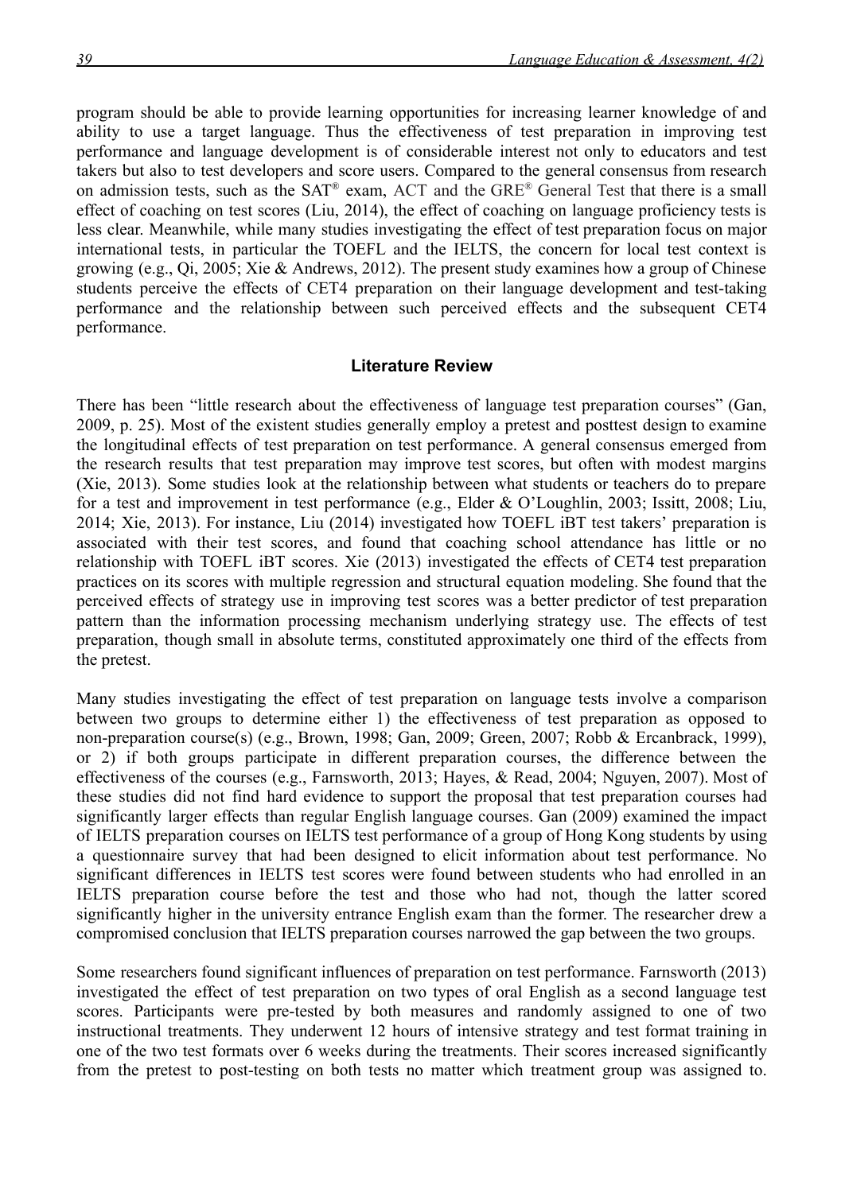program should be able to provide learning opportunities for increasing learner knowledge of and ability to use a target language. Thus the effectiveness of test preparation in improving test performance and language development is of considerable interest not only to educators and test takers but also to test developers and score users. Compared to the general consensus from research on admission tests, such as the SAT® exam, ACT and the GRE® General Test that there is a small effect of coaching on test scores (Liu, 2014), the effect of coaching on language proficiency tests is less clear. Meanwhile, while many studies investigating the effect of test preparation focus on major international tests, in particular the TOEFL and the IELTS, the concern for local test context is growing (e.g., Qi, 2005; Xie & Andrews, 2012). The present study examines how a group of Chinese students perceive the effects of CET4 preparation on their language development and test-taking performance and the relationship between such perceived effects and the subsequent CET4 performance.

## Literature Review

There has been "little research about the effectiveness of language test preparation courses" (Gan, 2009, p. 25). Most of the existent studies generally employ a pretest and posttest design to examine the longitudinal effects of test preparation on test performance. A general consensus emerged from the research results that test preparation may improve test scores, but often with modest margins (Xie, 2013). Some studies look at the relationship between what students or teachers do to prepare for a test and improvement in test performance (e.g., Elder & O'Loughlin, 2003; Issitt, 2008; Liu, 2014; Xie, 2013). For instance, Liu (2014) investigated how TOEFL iBT test takers' preparation is associated with their test scores, and found that coaching school attendance has little or no relationship with TOEFL iBT scores. Xie (2013) investigated the effects of CET4 test preparation practices on its scores with multiple regression and structural equation modeling. She found that the perceived effects of strategy use in improving test scores was a better predictor of test preparation pattern than the information processing mechanism underlying strategy use. The effects of test preparation, though small in absolute terms, constituted approximately one third of the effects from the pretest.

Many studies investigating the effect of test preparation on language tests involve a comparison between two groups to determine either 1) the effectiveness of test preparation as opposed to non-preparation course(s) (e.g., Brown, 1998; Gan, 2009; Green, 2007; Robb & Ercanbrack, 1999), or 2) if both groups participate in different preparation courses, the difference between the effectiveness of the courses (e.g., Farnsworth, 2013; Hayes, & Read, 2004; Nguyen, 2007). Most of these studies did not find hard evidence to support the proposal that test preparation courses had significantly larger effects than regular English language courses. Gan (2009) examined the impact of IELTS preparation courses on IELTS test performance of a group of Hong Kong students by using a questionnaire survey that had been designed to elicit information about test performance. No significant differences in IELTS test scores were found between students who had enrolled in an IELTS preparation course before the test and those who had not, though the latter scored significantly higher in the university entrance English exam than the former. The researcher drew a compromised conclusion that IELTS preparation courses narrowed the gap between the two groups.

Some researchers found significant influences of preparation on test performance. Farnsworth (2013) investigated the effect of test preparation on two types of oral English as a second language test scores. Participants were pre-tested by both measures and randomly assigned to one of two instructional treatments. They underwent 12 hours of intensive strategy and test format training in one of the two test formats over 6 weeks during the treatments. Their scores increased significantly from the pretest to post-testing on both tests no matter which treatment group was assigned to.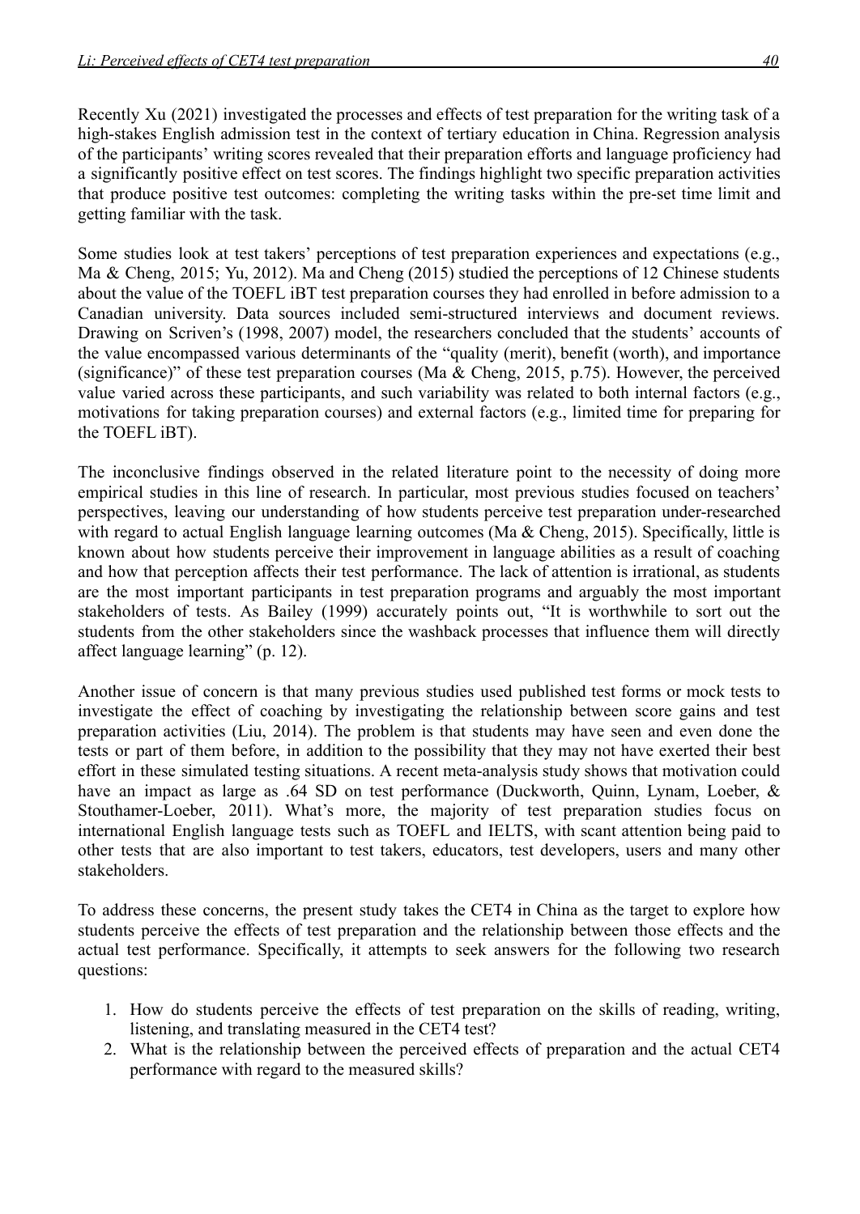Recently Xu (2021) investigated the processes and effects of test preparation for the writing task of a high-stakes English admission test in the context of tertiary education in China. Regression analysis of the participants' writing scores revealed that their preparation efforts and language proficiency had a significantly positive effect on test scores. The findings highlight two specific preparation activities that produce positive test outcomes: completing the writing tasks within the pre-set time limit and getting familiar with the task.

Some studies look at test takers' perceptions of test preparation experiences and expectations (e.g., Ma & Cheng, 2015; Yu, 2012). Ma and Cheng (2015) studied the perceptions of 12 Chinese students about the value of the TOEFL iBT test preparation courses they had enrolled in before admission to a Canadian university. Data sources included semi-structured interviews and document reviews. Drawing on Scriven's (1998, 2007) model, the researchers concluded that the students' accounts of the value encompassed various determinants of the "quality (merit), benefit (worth), and importance (significance)" of these test preparation courses (Ma & Cheng, 2015, p.75). However, the perceived value varied across these participants, and such variability was related to both internal factors (e.g., motivations for taking preparation courses) and external factors (e.g., limited time for preparing for the TOEFL iBT).

The inconclusive findings observed in the related literature point to the necessity of doing more empirical studies in this line of research. In particular, most previous studies focused on teachers' perspectives, leaving our understanding of how students perceive test preparation under-researched with regard to actual English language learning outcomes (Ma & Cheng, 2015). Specifically, little is known about how students perceive their improvement in language abilities as a result of coaching and how that perception affects their test performance. The lack of attention is irrational, as students are the most important participants in test preparation programs and arguably the most important stakeholders of tests. As Bailey (1999) accurately points out, "It is worthwhile to sort out the students from the other stakeholders since the washback processes that influence them will directly affect language learning" (p. 12).

Another issue of concern is that many previous studies used published test forms or mock tests to investigate the effect of coaching by investigating the relationship between score gains and test preparation activities (Liu, 2014). The problem is that students may have seen and even done the tests or part of them before, in addition to the possibility that they may not have exerted their best effort in these simulated testing situations. A recent meta-analysis study shows that motivation could have an impact as large as .64 SD on test performance (Duckworth, Quinn, Lynam, Loeber, & Stouthamer-Loeber, 2011). What's more, the majority of test preparation studies focus on international English language tests such as TOEFL and IELTS, with scant attention being paid to other tests that are also important to test takers, educators, test developers, users and many other stakeholders.

To address these concerns, the present study takes the CET4 in China as the target to explore how students perceive the effects of test preparation and the relationship between those effects and the actual test performance. Specifically, it attempts to seek answers for the following two research questions:

1. How do students perceive the effects of test preparation on the skills of reading, writing, listening, and translating measured in the CET4 test?
2. What is the relationship between the perceived effects of preparation and the actual CET4 performance with regard to the measured skills?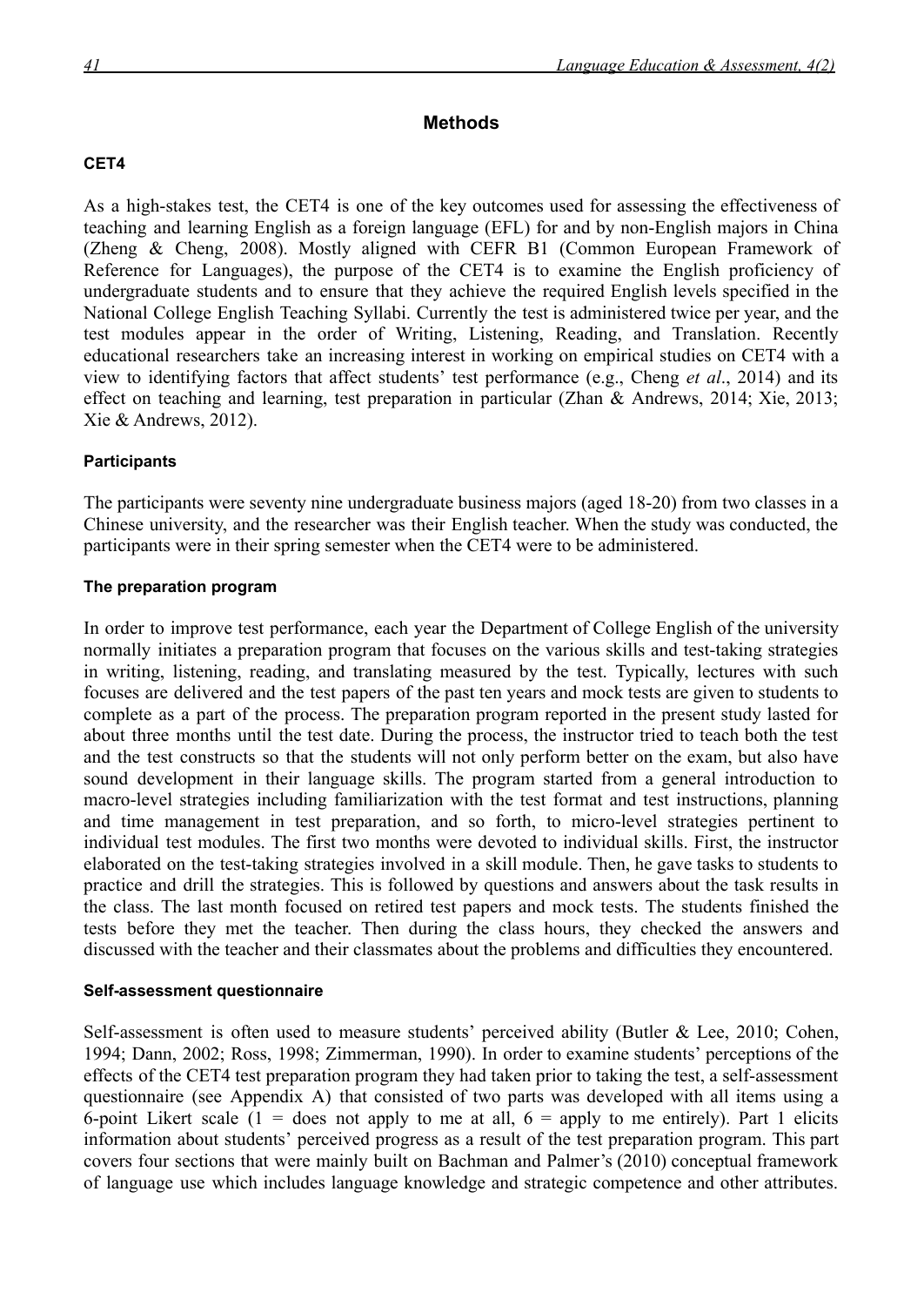## Methods

### CET4

As a high-stakes test, the CET4 is one of the key outcomes used for assessing the effectiveness of teaching and learning English as a foreign language (EFL) for and by non-English majors in China (Zheng & Cheng, 2008). Mostly aligned with CEFR B1 (Common European Framework of Reference for Languages), the purpose of the CET4 is to examine the English proficiency of undergraduate students and to ensure that they achieve the required English levels specified in the National College English Teaching Syllabi. Currently the test is administered twice per year, and the test modules appear in the order of Writing, Listening, Reading, and Translation. Recently educational researchers take an increasing interest in working on empirical studies on CET4 with a view to identifying factors that affect students' test performance (e.g., Cheng *et al*., 2014) and its effect on teaching and learning, test preparation in particular (Zhan & Andrews, 2014; Xie, 2013; Xie & Andrews, 2012).

### Participants

The participants were seventy nine undergraduate business majors (aged 18-20) from two classes in a Chinese university, and the researcher was their English teacher. When the study was conducted, the participants were in their spring semester when the CET4 were to be administered.

### The preparation program

In order to improve test performance, each year the Department of College English of the university normally initiates a preparation program that focuses on the various skills and test-taking strategies in writing, listening, reading, and translating measured by the test. Typically, lectures with such focuses are delivered and the test papers of the past ten years and mock tests are given to students to complete as a part of the process. The preparation program reported in the present study lasted for about three months until the test date. During the process, the instructor tried to teach both the test and the test constructs so that the students will not only perform better on the exam, but also have sound development in their language skills. The program started from a general introduction to macro-level strategies including familiarization with the test format and test instructions, planning and time management in test preparation, and so forth, to micro-level strategies pertinent to individual test modules. The first two months were devoted to individual skills. First, the instructor elaborated on the test-taking strategies involved in a skill module. Then, he gave tasks to students to practice and drill the strategies. This is followed by questions and answers about the task results in the class. The last month focused on retired test papers and mock tests. The students finished the tests before they met the teacher. Then during the class hours, they checked the answers and discussed with the teacher and their classmates about the problems and difficulties they encountered.

### Self-assessment questionnaire

Self-assessment is often used to measure students' perceived ability (Butler & Lee, 2010; Cohen, 1994; Dann, 2002; Ross, 1998; Zimmerman, 1990). In order to examine students' perceptions of the effects of the CET4 test preparation program they had taken prior to taking the test, a self-assessment questionnaire (see Appendix A) that consisted of two parts was developed with all items using a 6-point Likert scale (1 = does not apply to me at all, 6 = apply to me entirely). Part 1 elicits information about students' perceived progress as a result of the test preparation program. This part covers four sections that were mainly built on Bachman and Palmer's (2010) conceptual framework of language use which includes language knowledge and strategic competence and other attributes.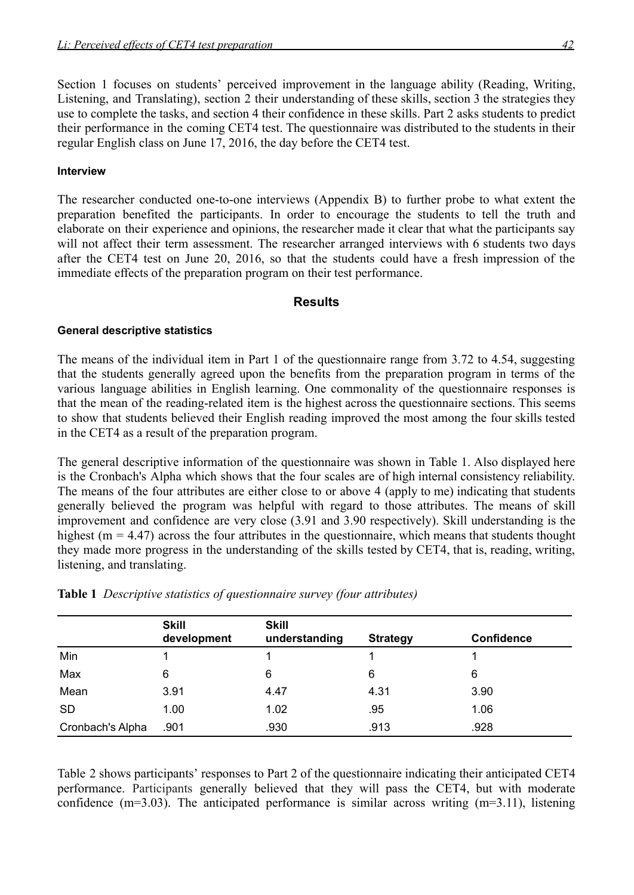Section 1 focuses on students' perceived improvement in the language ability (Reading, Writing, Listening, and Translating), section 2 their understanding of these skills, section 3 the strategies they use to complete the tasks, and section 4 their confidence in these skills. Part 2 asks students to predict their performance in the coming CET4 test. The questionnaire was distributed to the students in their regular English class on June 17, 2016, the day before the CET4 test.

#### Interview

The researcher conducted one-to-one interviews (Appendix B) to further probe to what extent the preparation benefited the participants. In order to encourage the students to tell the truth and elaborate on their experience and opinions, the researcher made it clear that what the participants say will not affect their term assessment. The researcher arranged interviews with 6 students two days after the CET4 test on June 20, 2016, so that the students could have a fresh impression of the immediate effects of the preparation program on their test performance.

## Results

#### General descriptive statistics

The means of the individual item in Part 1 of the questionnaire range from 3.72 to 4.54, suggesting that the students generally agreed upon the benefits from the preparation program in terms of the various language abilities in English learning. One commonality of the questionnaire responses is that the mean of the reading-related item is the highest across the questionnaire sections. This seems to show that students believed their English reading improved the most among the four skills tested in the CET4 as a result of the preparation program.

The general descriptive information of the questionnaire was shown in Table 1. Also displayed here is the Cronbach's Alpha which shows that the four scales are of high internal consistency reliability. The means of the four attributes are either close to or above 4 (apply to me) indicating that students generally believed the program was helpful with regard to those attributes. The means of skill improvement and confidence are very close (3.91 and 3.90 respectively). Skill understanding is the highest (m = 4.47) across the four attributes in the questionnaire, which means that students thought they made more progress in the understanding of the skills tested by CET4, that is, reading, writing, listening, and translating.

**Table 1** *Descriptive statistics of questionnaire survey (four attributes)*

| | Skill development | Skill understanding | Strategy | Confidence |
|---|---|---|---|---|
| Min | 1 | 1 | 1 | 1 |
| Max | 6 | 6 | 6 | 6 |
| Mean | 3.91 | 4.47 | 4.31 | 3.90 |
| SD | 1.00 | 1.02 | .95 | 1.06 |
| Cronbach's Alpha | .901 | .930 | .913 | .928 |

Table 2 shows participants' responses to Part 2 of the questionnaire indicating their anticipated CET4 performance. Participants generally believed that they will pass the CET4, but with moderate confidence (m=3.03). The anticipated performance is similar across writing (m=3.11), listening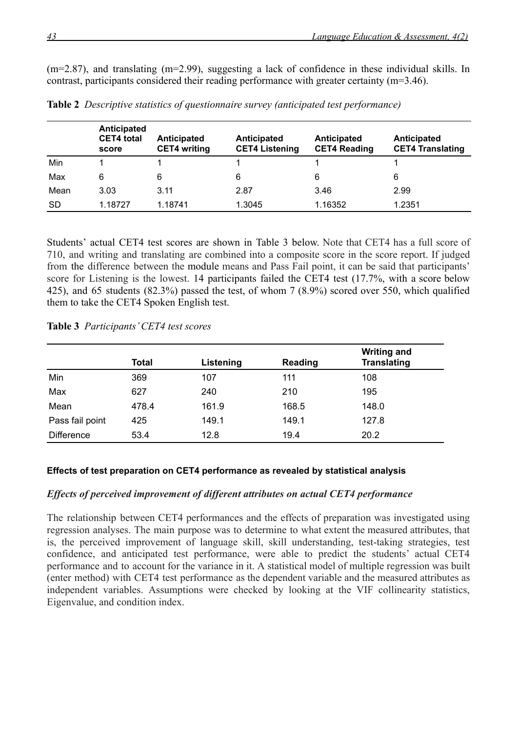(m=2.87), and translating (m=2.99), suggesting a lack of confidence in these individual skills. In contrast, participants considered their reading performance with greater certainty (m=3.46).

**Table 2** *Descriptive statistics of questionnaire survey (anticipated test performance)*

| | Anticipated CET4 total score | Anticipated CET4 writing | Anticipated CET4 Listening | Anticipated CET4 Reading | Anticipated CET4 Translating |
|---|---|---|---|---|---|
| Min | 1 | 1 | 1 | 1 | 1 |
| Max | 6 | 6 | 6 | 6 | 6 |
| Mean | 3.03 | 3.11 | 2.87 | 3.46 | 2.99 |
| SD | 1.18727 | 1.18741 | 1.3045 | 1.16352 | 1.2351 |

Students' actual CET4 test scores are shown in Table 3 below. Note that CET4 has a full score of 710, and writing and translating are combined into a composite score in the score report. If judged from the difference between the module means and Pass Fail point, it can be said that participants' score for Listening is the lowest. 14 participants failed the CET4 test (17.7%, with a score below 425), and 65 students (82.3%) passed the test, of whom 7 (8.9%) scored over 550, which qualified them to take the CET4 Spoken English test.

**Table 3** *Participants' CET4 test scores*

| | Total | Listening | Reading | Writing and Translating |
|---|---|---|---|---|
| Min | 369 | 107 | 111 | 108 |
| Max | 627 | 240 | 210 | 195 |
| Mean | 478.4 | 161.9 | 168.5 | 148.0 |
| Pass fail point | 425 | 149.1 | 149.1 | 127.8 |
| Difference | 53.4 | 12.8 | 19.4 | 20.2 |

#### Effects of test preparation on CET4 performance as revealed by statistical analysis

##### *Effects of perceived improvement of different attributes on actual CET4 performance*

The relationship between CET4 performances and the effects of preparation was investigated using regression analyses. The main purpose was to determine to what extent the measured attributes, that is, the perceived improvement of language skill, skill understanding, test-taking strategies, test confidence, and anticipated test performance, were able to predict the students' actual CET4 performance and to account for the variance in it. A statistical model of multiple regression was built (enter method) with CET4 test performance as the dependent variable and the measured attributes as independent variables. Assumptions were checked by looking at the VIF collinearity statistics, Eigenvalue, and condition index.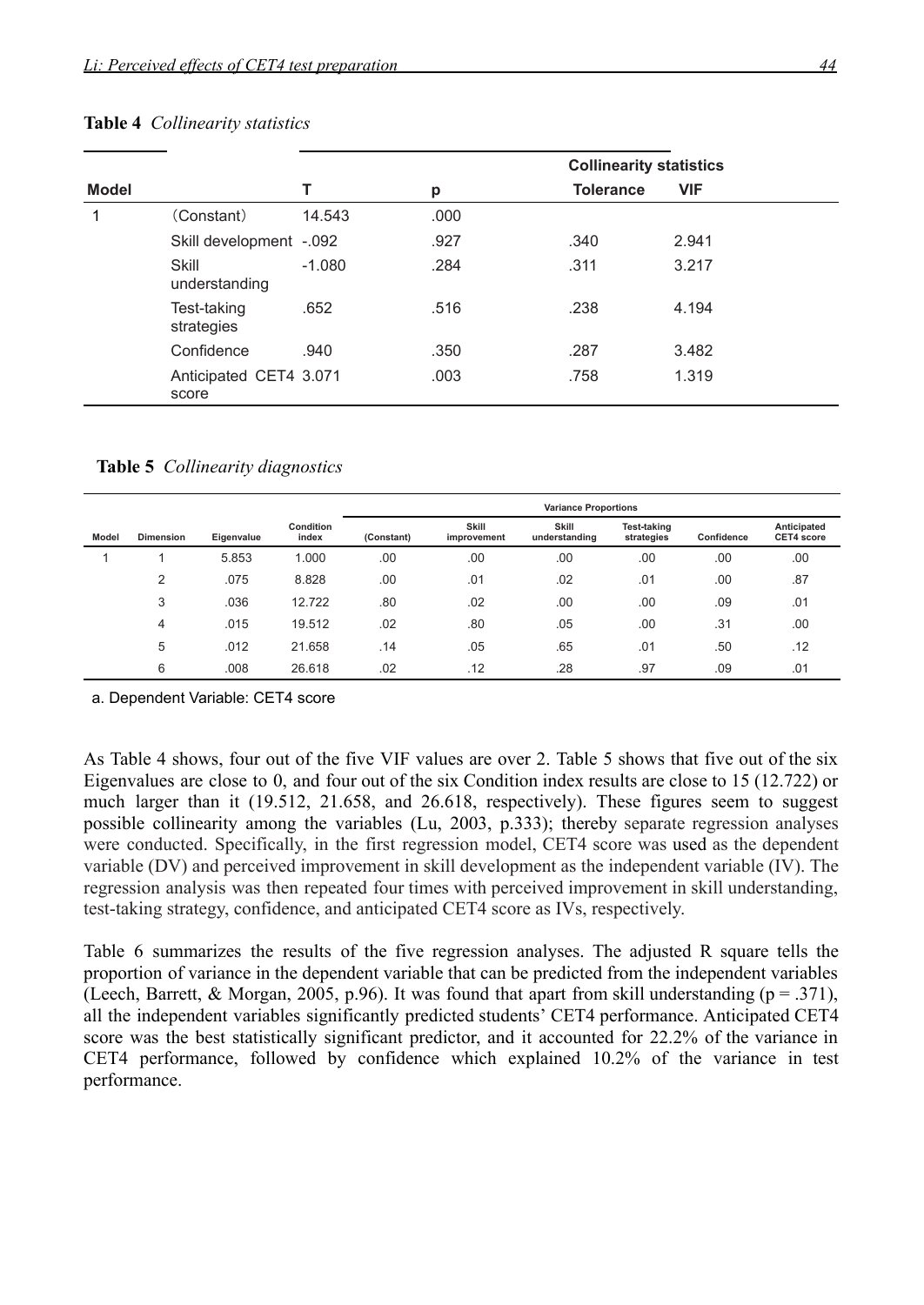**Table 4** *Collinearity statistics*

| Model | | T | p | Collinearity statistics | |
|---|---|---|---|---|---|
| | | | | Tolerance | VIF |
| 1 | （Constant） | 14.543 | .000 | | |
| | Skill development | -.092 | .927 | .340 | 2.941 |
| | Skill understanding | -1.080 | .284 | .311 | 3.217 |
| | Test-taking strategies | .652 | .516 | .238 | 4.194 |
| | Confidence | .940 | .350 | .287 | 3.482 |
| | Anticipated CET4 score | 3.071 | .003 | .758 | 1.319 |

**Table 5** *Collinearity diagnostics*

| Model | Dimension | Eigenvalue | Condition index | Variance Proportions | | | | | |
|---|---|---|---|---|---|---|---|---|---|
| | | | | (Constant) | Skill improvement | Skill understanding | Test-taking strategies | Confidence | Anticipated CET4 score |
| 1 | 1 | 5.853 | 1.000 | .00 | .00 | .00 | .00 | .00 | .00 |
| | 2 | .075 | 8.828 | .00 | .01 | .02 | .01 | .00 | .87 |
| | 3 | .036 | 12.722 | .80 | .02 | .00 | .00 | .09 | .01 |
| | 4 | .015 | 19.512 | .02 | .80 | .05 | .00 | .31 | .00 |
| | 5 | .012 | 21.658 | .14 | .05 | .65 | .01 | .50 | .12 |
| | 6 | .008 | 26.618 | .02 | .12 | .28 | .97 | .09 | .01 |

a. Dependent Variable: CET4 score

As Table 4 shows, four out of the five VIF values are over 2. Table 5 shows that five out of the six Eigenvalues are close to 0, and four out of the six Condition index results are close to 15 (12.722) or much larger than it (19.512, 21.658, and 26.618, respectively). These figures seem to suggest possible collinearity among the variables (Lu, 2003, p.333); thereby separate regression analyses were conducted. Specifically, in the first regression model, CET4 score was used as the dependent variable (DV) and perceived improvement in skill development as the independent variable (IV). The regression analysis was then repeated four times with perceived improvement in skill understanding, test-taking strategy, confidence, and anticipated CET4 score as IVs, respectively.

Table 6 summarizes the results of the five regression analyses. The adjusted R square tells the proportion of variance in the dependent variable that can be predicted from the independent variables (Leech, Barrett, & Morgan, 2005, p.96). It was found that apart from skill understanding ($p = .371$), all the independent variables significantly predicted students' CET4 performance. Anticipated CET4 score was the best statistically significant predictor, and it accounted for 22.2% of the variance in CET4 performance, followed by confidence which explained 10.2% of the variance in test performance.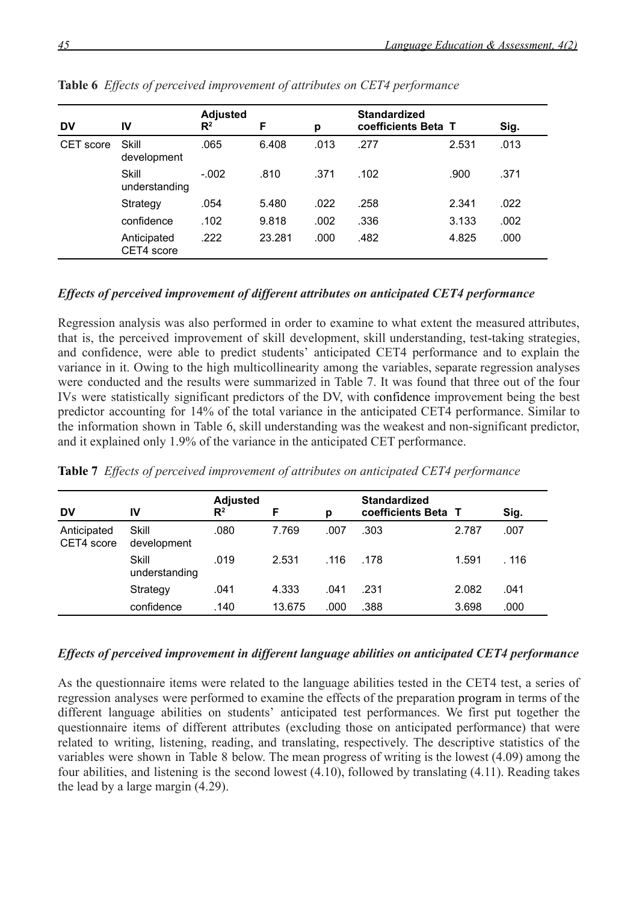**Table 6** *Effects of perceived improvement of attributes on CET4 performance*

| DV | IV | Adjusted $R^2$ | F | p | Standardized coefficients Beta | T | Sig. |
|---|---|---|---|---|---|---|---|
| CET score | Skill development | .065 | 6.408 | .013 | .277 | 2.531 | .013 |
| | Skill understanding | -.002 | .810 | .371 | .102 | .900 | .371 |
| | Strategy | .054 | 5.480 | .022 | .258 | 2.341 | .022 |
| | confidence | .102 | 9.818 | .002 | .336 | 3.133 | .002 |
| | Anticipated CET4 score | .222 | 23.281 | .000 | .482 | 4.825 | .000 |

### *Effects of perceived improvement of different attributes on anticipated CET4 performance*

Regression analysis was also performed in order to examine to what extent the measured attributes, that is, the perceived improvement of skill development, skill understanding, test-taking strategies, and confidence, were able to predict students' anticipated CET4 performance and to explain the variance in it. Owing to the high multicollinearity among the variables, separate regression analyses were conducted and the results were summarized in Table 7. It was found that three out of the four IVs were statistically significant predictors of the DV, with confidence improvement being the best predictor accounting for 14% of the total variance in the anticipated CET4 performance. Similar to the information shown in Table 6, skill understanding was the weakest and non-significant predictor, and it explained only 1.9% of the variance in the anticipated CET performance.

**Table 7** *Effects of perceived improvement of attributes on anticipated CET4 performance*

| DV | IV | Adjusted $R^2$ | F | p | Standardized coefficients Beta | T | Sig. |
|---|---|---|---|---|---|---|---|
| Anticipated CET4 score | Skill development | .080 | 7.769 | .007 | .303 | 2.787 | .007 |
| | Skill understanding | .019 | 2.531 | .116 | .178 | 1.591 | . 116 |
| | Strategy | .041 | 4.333 | .041 | .231 | 2.082 | .041 |
| | confidence | .140 | 13.675 | .000 | .388 | 3.698 | .000 |

### *Effects of perceived improvement in different language abilities on anticipated CET4 performance*

As the questionnaire items were related to the language abilities tested in the CET4 test, a series of regression analyses were performed to examine the effects of the preparation program in terms of the different language abilities on students' anticipated test performances. We first put together the questionnaire items of different attributes (excluding those on anticipated performance) that were related to writing, listening, reading, and translating, respectively. The descriptive statistics of the variables were shown in Table 8 below. The mean progress of writing is the lowest (4.09) among the four abilities, and listening is the second lowest (4.10), followed by translating (4.11). Reading takes the lead by a large margin (4.29).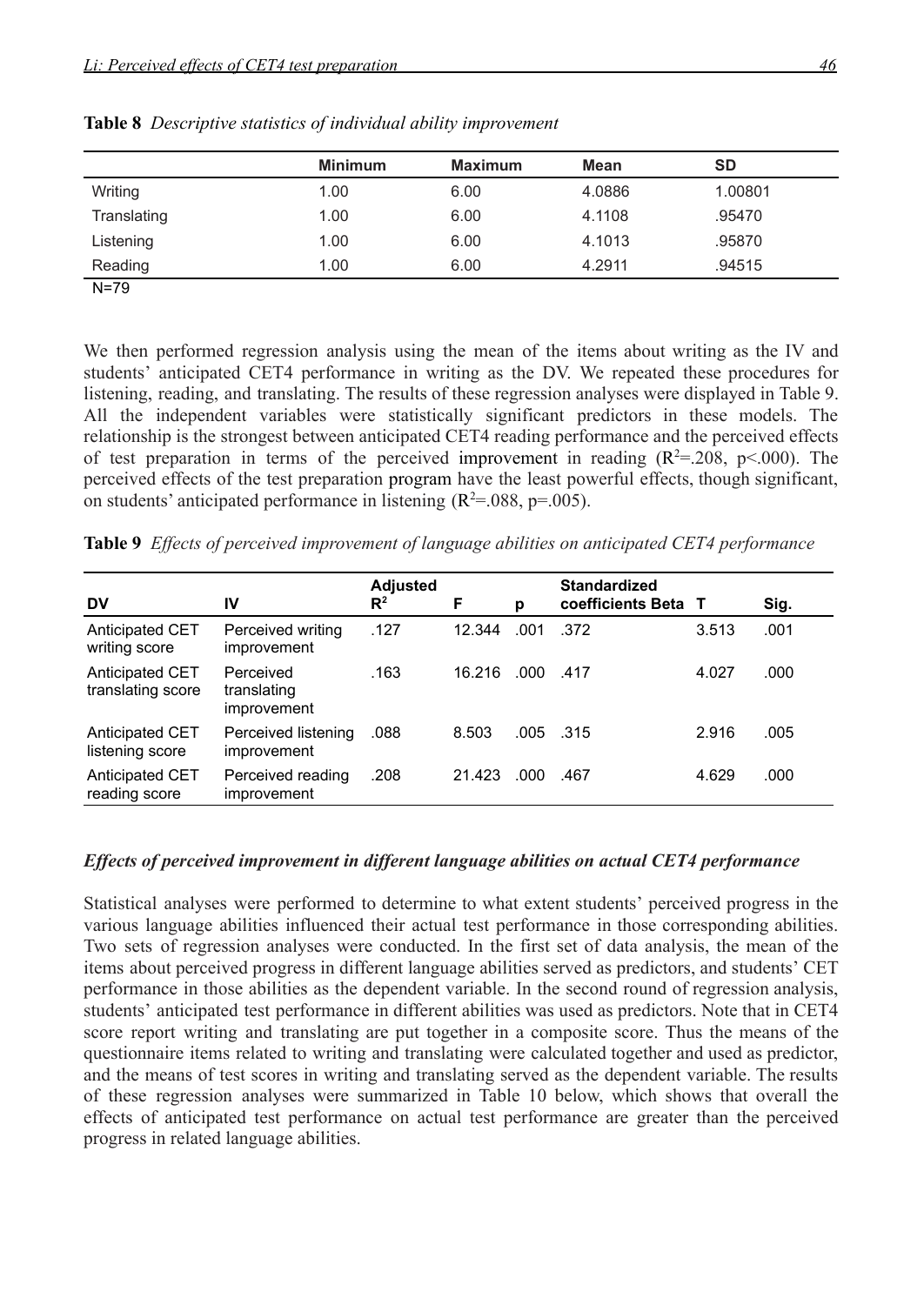**Table 8** *Descriptive statistics of individual ability improvement*

| | Minimum | Maximum | Mean | SD |
|---|---|---|---|---|
| Writing | 1.00 | 6.00 | 4.0886 | 1.00801 |
| Translating | 1.00 | 6.00 | 4.1108 | .95470 |
| Listening | 1.00 | 6.00 | 4.1013 | .95870 |
| Reading | 1.00 | 6.00 | 4.2911 | .94515 |

N=79

We then performed regression analysis using the mean of the items about writing as the IV and students' anticipated CET4 performance in writing as the DV. We repeated these procedures for listening, reading, and translating. The results of these regression analyses were displayed in Table 9. All the independent variables were statistically significant predictors in these models. The relationship is the strongest between anticipated CET4 reading performance and the perceived effects of test preparation in terms of the perceived improvement in reading ($R^2$=.208, p<.000). The perceived effects of the test preparation program have the least powerful effects, though significant, on students' anticipated performance in listening ($R^2$=.088, p=.005).

**Table 9** *Effects of perceived improvement of language abilities on anticipated CET4 performance*

| DV | IV | Adjusted $R^2$ | F | p | Standardized coefficients Beta | T | Sig. |
|---|---|---|---|---|---|---|---|
| Anticipated CET writing score | Perceived writing improvement | .127 | 12.344 | .001 | .372 | 3.513 | .001 |
| Anticipated CET translating score | Perceived translating improvement | .163 | 16.216 | .000 | .417 | 4.027 | .000 |
| Anticipated CET listening score | Perceived listening improvement | .088 | 8.503 | .005 | .315 | 2.916 | .005 |
| Anticipated CET reading score | Perceived reading improvement | .208 | 21.423 | .000 | .467 | 4.629 | .000 |

### *Effects of perceived improvement in different language abilities on actual CET4 performance*

Statistical analyses were performed to determine to what extent students' perceived progress in the various language abilities influenced their actual test performance in those corresponding abilities. Two sets of regression analyses were conducted. In the first set of data analysis, the mean of the items about perceived progress in different language abilities served as predictors, and students' CET performance in those abilities as the dependent variable. In the second round of regression analysis, students' anticipated test performance in different abilities was used as predictors. Note that in CET4 score report writing and translating are put together in a composite score. Thus the means of the questionnaire items related to writing and translating were calculated together and used as predictor, and the means of test scores in writing and translating served as the dependent variable. The results of these regression analyses were summarized in Table 10 below, which shows that overall the effects of anticipated test performance on actual test performance are greater than the perceived progress in related language abilities.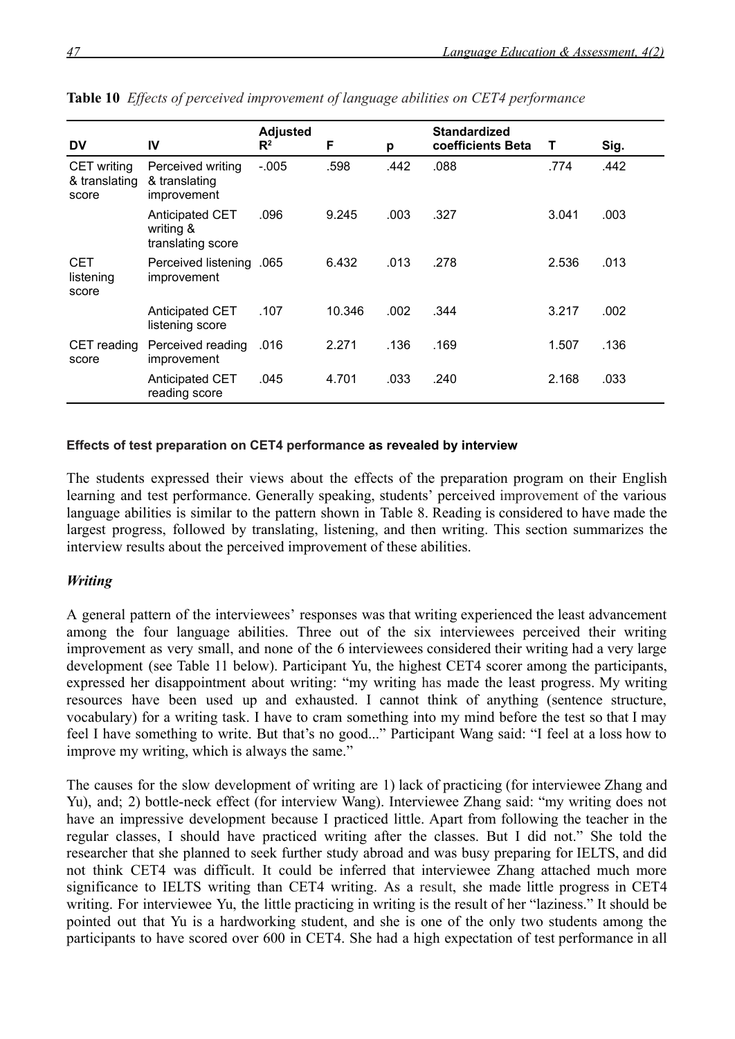**Table 10** *Effects of perceived improvement of language abilities on CET4 performance*

| DV | IV | Adjusted $R^2$ | F | p | Standardized coefficients Beta | T | Sig. |
|---|---|---|---|---|---|---|---|
| CET writing & translating score | Perceived writing & translating improvement | -.005 | .598 | .442 | .088 | .774 | .442 |
| | Anticipated CET writing & translating score | .096 | 9.245 | .003 | .327 | 3.041 | .003 |
| CET listening score | Perceived listening improvement | .065 | 6.432 | .013 | .278 | 2.536 | .013 |
| | Anticipated CET listening score | .107 | 10.346 | .002 | .344 | 3.217 | .002 |
| CET reading score | Perceived reading improvement | .016 | 2.271 | .136 | .169 | 1.507 | .136 |
| | Anticipated CET reading score | .045 | 4.701 | .033 | .240 | 2.168 | .033 |

**Effects of test preparation on CET4 performance as revealed by interview**

The students expressed their views about the effects of the preparation program on their English learning and test performance. Generally speaking, students' perceived improvement of the various language abilities is similar to the pattern shown in Table 8. Reading is considered to have made the largest progress, followed by translating, listening, and then writing. This section summarizes the interview results about the perceived improvement of these abilities.

***Writing***

A general pattern of the interviewees' responses was that writing experienced the least advancement among the four language abilities. Three out of the six interviewees perceived their writing improvement as very small, and none of the 6 interviewees considered their writing had a very large development (see Table 11 below). Participant Yu, the highest CET4 scorer among the participants, expressed her disappointment about writing: "my writing has made the least progress. My writing resources have been used up and exhausted. I cannot think of anything (sentence structure, vocabulary) for a writing task. I have to cram something into my mind before the test so that I may feel I have something to write. But that's no good..." Participant Wang said: "I feel at a loss how to improve my writing, which is always the same."

The causes for the slow development of writing are 1) lack of practicing (for interviewee Zhang and Yu), and; 2) bottle-neck effect (for interview Wang). Interviewee Zhang said: "my writing does not have an impressive development because I practiced little. Apart from following the teacher in the regular classes, I should have practiced writing after the classes. But I did not." She told the researcher that she planned to seek further study abroad and was busy preparing for IELTS, and did not think CET4 was difficult. It could be inferred that interviewee Zhang attached much more significance to IELTS writing than CET4 writing. As a result, she made little progress in CET4 writing. For interviewee Yu, the little practicing in writing is the result of her "laziness." It should be pointed out that Yu is a hardworking student, and she is one of the only two students among the participants to have scored over 600 in CET4. She had a high expectation of test performance in all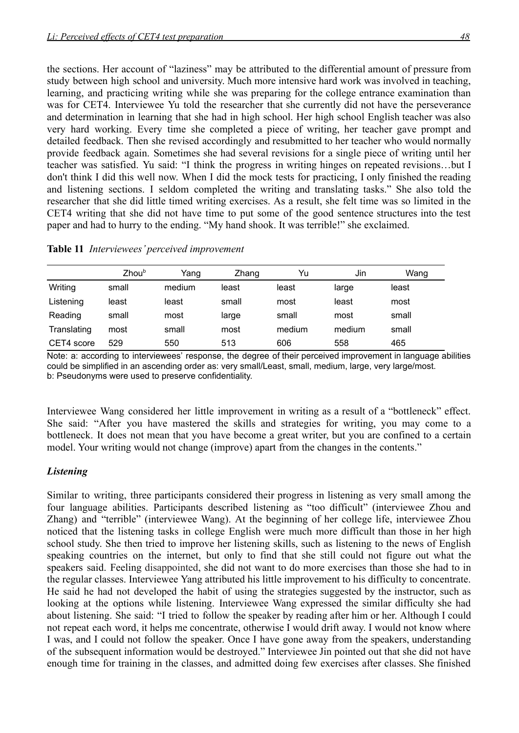the sections. Her account of "laziness" may be attributed to the differential amount of pressure from study between high school and university. Much more intensive hard work was involved in teaching, learning, and practicing writing while she was preparing for the college entrance examination than was for CET4. Interviewee Yu told the researcher that she currently did not have the perseverance and determination in learning that she had in high school. Her high school English teacher was also very hard working. Every time she completed a piece of writing, her teacher gave prompt and detailed feedback. Then she revised accordingly and resubmitted to her teacher who would normally provide feedback again. Sometimes she had several revisions for a single piece of writing until her teacher was satisfied. Yu said: "I think the progress in writing hinges on repeated revisions…but I don't think I did this well now. When I did the mock tests for practicing, I only finished the reading and listening sections. I seldom completed the writing and translating tasks." She also told the researcher that she did little timed writing exercises. As a result, she felt time was so limited in the CET4 writing that she did not have time to put some of the good sentence structures into the test paper and had to hurry to the ending. "My hand shook. It was terrible!" she exclaimed.

**Table 11** *Interviewees' perceived improvement*

| | Zhou[b] | Yang | Zhang | Yu | Jin | Wang |
|---|---|---|---|---|---|---|
| Writing | small | medium | least | least | large | least |
| Listening | least | least | small | most | least | most |
| Reading | small | most | large | small | most | small |
| Translating | most | small | most | medium | medium | small |
| CET4 score | 529 | 550 | 513 | 606 | 558 | 465 |

Note: a: according to interviewees' response, the degree of their perceived improvement in language abilities could be simplified in an ascending order as: very small/Least, small, medium, large, very large/most.
b: Pseudonyms were used to preserve confidentiality.

Interviewee Wang considered her little improvement in writing as a result of a "bottleneck" effect. She said: "After you have mastered the skills and strategies for writing, you may come to a bottleneck. It does not mean that you have become a great writer, but you are confined to a certain model. Your writing would not change (improve) apart from the changes in the contents."

### *Listening*

Similar to writing, three participants considered their progress in listening as very small among the four language abilities. Participants described listening as "too difficult" (interviewee Zhou and Zhang) and "terrible" (interviewee Wang). At the beginning of her college life, interviewee Zhou noticed that the listening tasks in college English were much more difficult than those in her high school study. She then tried to improve her listening skills, such as listening to the news of English speaking countries on the internet, but only to find that she still could not figure out what the speakers said. Feeling disappointed, she did not want to do more exercises than those she had to in the regular classes. Interviewee Yang attributed his little improvement to his difficulty to concentrate. He said he had not developed the habit of using the strategies suggested by the instructor, such as looking at the options while listening. Interviewee Wang expressed the similar difficulty she had about listening. She said: "I tried to follow the speaker by reading after him or her. Although I could not repeat each word, it helps me concentrate, otherwise I would drift away. I would not know where I was, and I could not follow the speaker. Once I have gone away from the speakers, understanding of the subsequent information would be destroyed." Interviewee Jin pointed out that she did not have enough time for training in the classes, and admitted doing few exercises after classes. She finished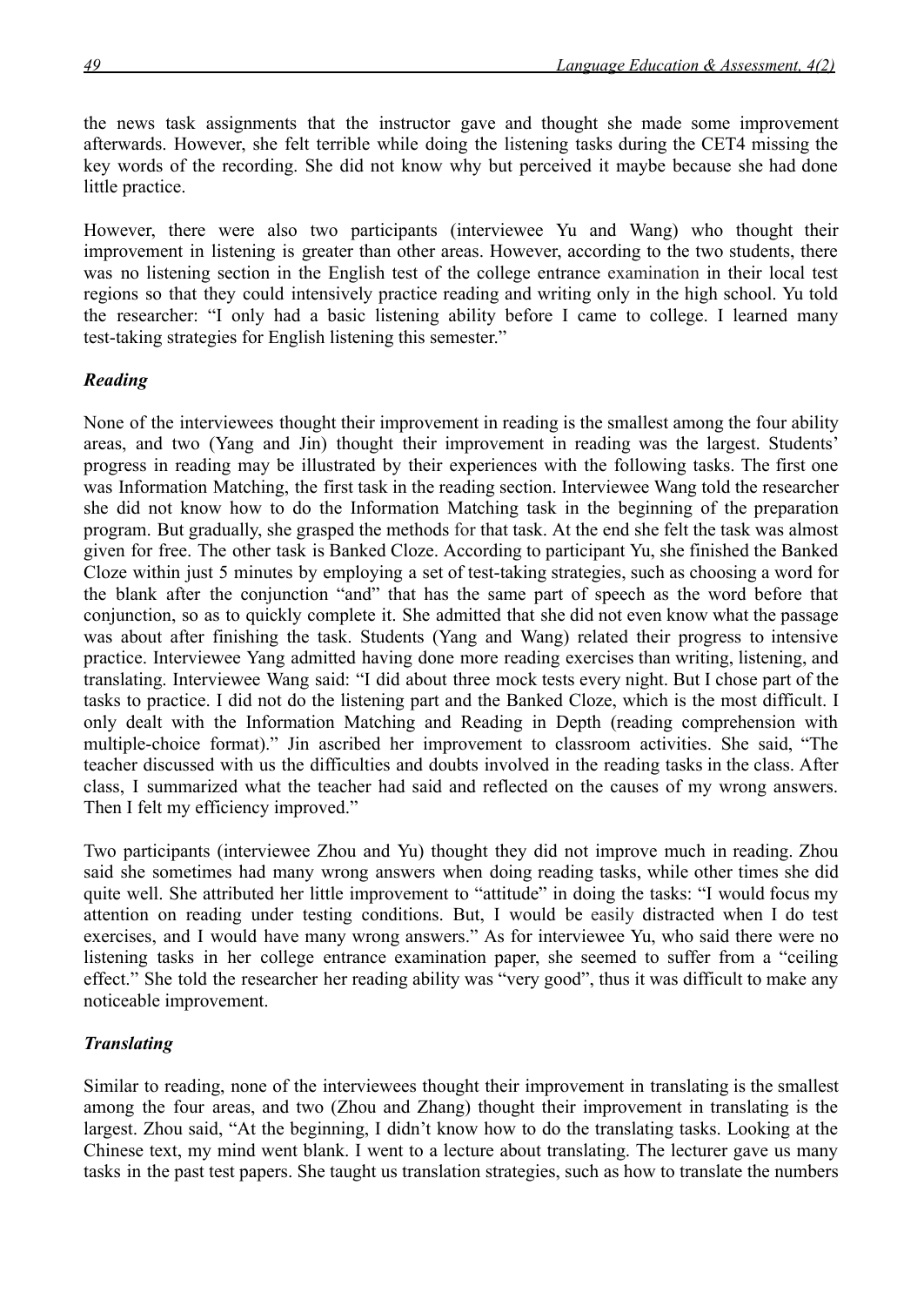the news task assignments that the instructor gave and thought she made some improvement afterwards. However, she felt terrible while doing the listening tasks during the CET4 missing the key words of the recording. She did not know why but perceived it maybe because she had done little practice.

However, there were also two participants (interviewee Yu and Wang) who thought their improvement in listening is greater than other areas. However, according to the two students, there was no listening section in the English test of the college entrance examination in their local test regions so that they could intensively practice reading and writing only in the high school. Yu told the researcher: "I only had a basic listening ability before I came to college. I learned many test-taking strategies for English listening this semester."

### *Reading*

None of the interviewees thought their improvement in reading is the smallest among the four ability areas, and two (Yang and Jin) thought their improvement in reading was the largest. Students' progress in reading may be illustrated by their experiences with the following tasks. The first one was Information Matching, the first task in the reading section. Interviewee Wang told the researcher she did not know how to do the Information Matching task in the beginning of the preparation program. But gradually, she grasped the methods for that task. At the end she felt the task was almost given for free. The other task is Banked Cloze. According to participant Yu, she finished the Banked Cloze within just 5 minutes by employing a set of test-taking strategies, such as choosing a word for the blank after the conjunction "and" that has the same part of speech as the word before that conjunction, so as to quickly complete it. She admitted that she did not even know what the passage was about after finishing the task. Students (Yang and Wang) related their progress to intensive practice. Interviewee Yang admitted having done more reading exercises than writing, listening, and translating. Interviewee Wang said: "I did about three mock tests every night. But I chose part of the tasks to practice. I did not do the listening part and the Banked Cloze, which is the most difficult. I only dealt with the Information Matching and Reading in Depth (reading comprehension with multiple-choice format)." Jin ascribed her improvement to classroom activities. She said, "The teacher discussed with us the difficulties and doubts involved in the reading tasks in the class. After class, I summarized what the teacher had said and reflected on the causes of my wrong answers. Then I felt my efficiency improved."

Two participants (interviewee Zhou and Yu) thought they did not improve much in reading. Zhou said she sometimes had many wrong answers when doing reading tasks, while other times she did quite well. She attributed her little improvement to "attitude" in doing the tasks: "I would focus my attention on reading under testing conditions. But, I would be easily distracted when I do test exercises, and I would have many wrong answers." As for interviewee Yu, who said there were no listening tasks in her college entrance examination paper, she seemed to suffer from a "ceiling effect." She told the researcher her reading ability was "very good", thus it was difficult to make any noticeable improvement.

### *Translating*

Similar to reading, none of the interviewees thought their improvement in translating is the smallest among the four areas, and two (Zhou and Zhang) thought their improvement in translating is the largest. Zhou said, "At the beginning, I didn't know how to do the translating tasks. Looking at the Chinese text, my mind went blank. I went to a lecture about translating. The lecturer gave us many tasks in the past test papers. She taught us translation strategies, such as how to translate the numbers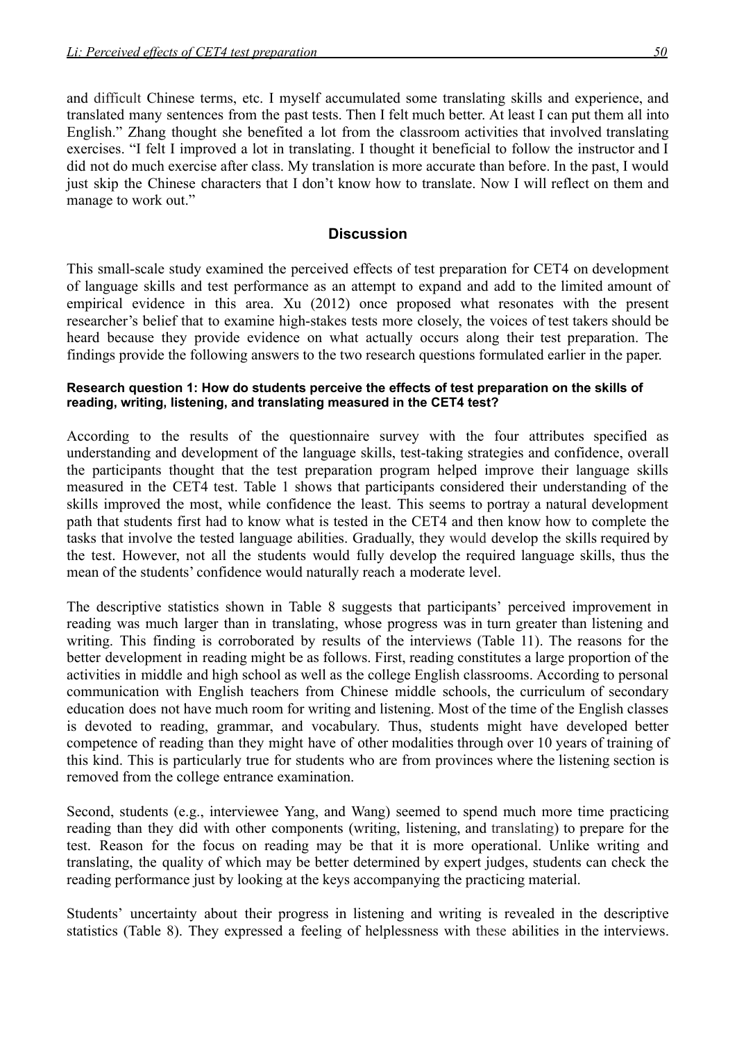and difficult Chinese terms, etc. I myself accumulated some translating skills and experience, and translated many sentences from the past tests. Then I felt much better. At least I can put them all into English." Zhang thought she benefited a lot from the classroom activities that involved translating exercises. "I felt I improved a lot in translating. I thought it beneficial to follow the instructor and I did not do much exercise after class. My translation is more accurate than before. In the past, I would just skip the Chinese characters that I don't know how to translate. Now I will reflect on them and manage to work out."

## Discussion

This small-scale study examined the perceived effects of test preparation for CET4 on development of language skills and test performance as an attempt to expand and add to the limited amount of empirical evidence in this area. Xu (2012) once proposed what resonates with the present researcher's belief that to examine high-stakes tests more closely, the voices of test takers should be heard because they provide evidence on what actually occurs along their test preparation. The findings provide the following answers to the two research questions formulated earlier in the paper.

#### Research question 1: How do students perceive the effects of test preparation on the skills of reading, writing, listening, and translating measured in the CET4 test?

According to the results of the questionnaire survey with the four attributes specified as understanding and development of the language skills, test-taking strategies and confidence, overall the participants thought that the test preparation program helped improve their language skills measured in the CET4 test. Table 1 shows that participants considered their understanding of the skills improved the most, while confidence the least. This seems to portray a natural development path that students first had to know what is tested in the CET4 and then know how to complete the tasks that involve the tested language abilities. Gradually, they would develop the skills required by the test. However, not all the students would fully develop the required language skills, thus the mean of the students' confidence would naturally reach a moderate level.

The descriptive statistics shown in Table 8 suggests that participants' perceived improvement in reading was much larger than in translating, whose progress was in turn greater than listening and writing. This finding is corroborated by results of the interviews (Table 11). The reasons for the better development in reading might be as follows. First, reading constitutes a large proportion of the activities in middle and high school as well as the college English classrooms. According to personal communication with English teachers from Chinese middle schools, the curriculum of secondary education does not have much room for writing and listening. Most of the time of the English classes is devoted to reading, grammar, and vocabulary. Thus, students might have developed better competence of reading than they might have of other modalities through over 10 years of training of this kind. This is particularly true for students who are from provinces where the listening section is removed from the college entrance examination.

Second, students (e.g., interviewee Yang, and Wang) seemed to spend much more time practicing reading than they did with other components (writing, listening, and translating) to prepare for the test. Reason for the focus on reading may be that it is more operational. Unlike writing and translating, the quality of which may be better determined by expert judges, students can check the reading performance just by looking at the keys accompanying the practicing material.

Students' uncertainty about their progress in listening and writing is revealed in the descriptive statistics (Table 8). They expressed a feeling of helplessness with these abilities in the interviews.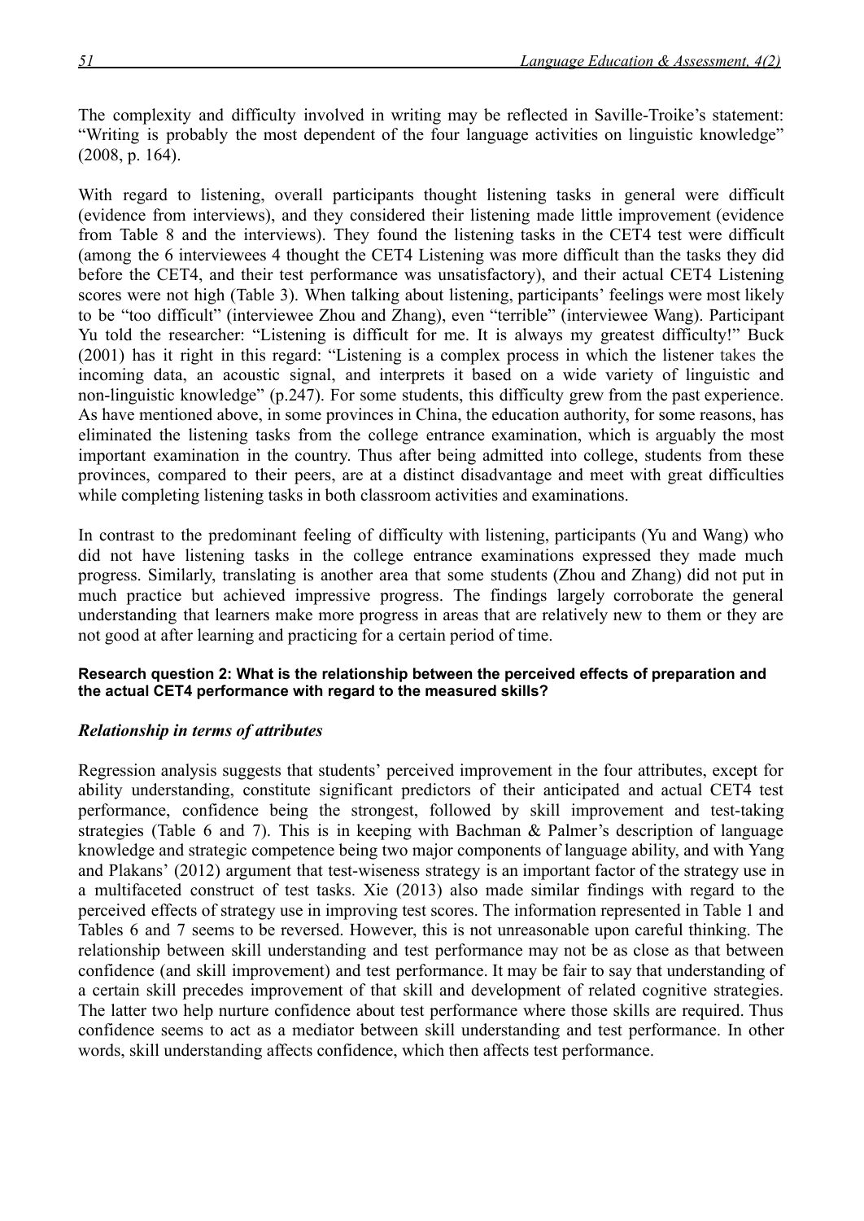The complexity and difficulty involved in writing may be reflected in Saville-Troike's statement: "Writing is probably the most dependent of the four language activities on linguistic knowledge" (2008, p. 164).

With regard to listening, overall participants thought listening tasks in general were difficult (evidence from interviews), and they considered their listening made little improvement (evidence from Table 8 and the interviews). They found the listening tasks in the CET4 test were difficult (among the 6 interviewees 4 thought the CET4 Listening was more difficult than the tasks they did before the CET4, and their test performance was unsatisfactory), and their actual CET4 Listening scores were not high (Table 3). When talking about listening, participants' feelings were most likely to be "too difficult" (interviewee Zhou and Zhang), even "terrible" (interviewee Wang). Participant Yu told the researcher: "Listening is difficult for me. It is always my greatest difficulty!" Buck (2001) has it right in this regard: "Listening is a complex process in which the listener takes the incoming data, an acoustic signal, and interprets it based on a wide variety of linguistic and non-linguistic knowledge" (p.247). For some students, this difficulty grew from the past experience. As have mentioned above, in some provinces in China, the education authority, for some reasons, has eliminated the listening tasks from the college entrance examination, which is arguably the most important examination in the country. Thus after being admitted into college, students from these provinces, compared to their peers, are at a distinct disadvantage and meet with great difficulties while completing listening tasks in both classroom activities and examinations.

In contrast to the predominant feeling of difficulty with listening, participants (Yu and Wang) who did not have listening tasks in the college entrance examinations expressed they made much progress. Similarly, translating is another area that some students (Zhou and Zhang) did not put in much practice but achieved impressive progress. The findings largely corroborate the general understanding that learners make more progress in areas that are relatively new to them or they are not good at after learning and practicing for a certain period of time.

**Research question 2: What is the relationship between the perceived effects of preparation and the actual CET4 performance with regard to the measured skills?**

### *Relationship in terms of attributes*

Regression analysis suggests that students' perceived improvement in the four attributes, except for ability understanding, constitute significant predictors of their anticipated and actual CET4 test performance, confidence being the strongest, followed by skill improvement and test-taking strategies (Table 6 and 7). This is in keeping with Bachman & Palmer's description of language knowledge and strategic competence being two major components of language ability, and with Yang and Plakans' (2012) argument that test-wiseness strategy is an important factor of the strategy use in a multifaceted construct of test tasks. Xie (2013) also made similar findings with regard to the perceived effects of strategy use in improving test scores. The information represented in Table 1 and Tables 6 and 7 seems to be reversed. However, this is not unreasonable upon careful thinking. The relationship between skill understanding and test performance may not be as close as that between confidence (and skill improvement) and test performance. It may be fair to say that understanding of a certain skill precedes improvement of that skill and development of related cognitive strategies. The latter two help nurture confidence about test performance where those skills are required. Thus confidence seems to act as a mediator between skill understanding and test performance. In other words, skill understanding affects confidence, which then affects test performance.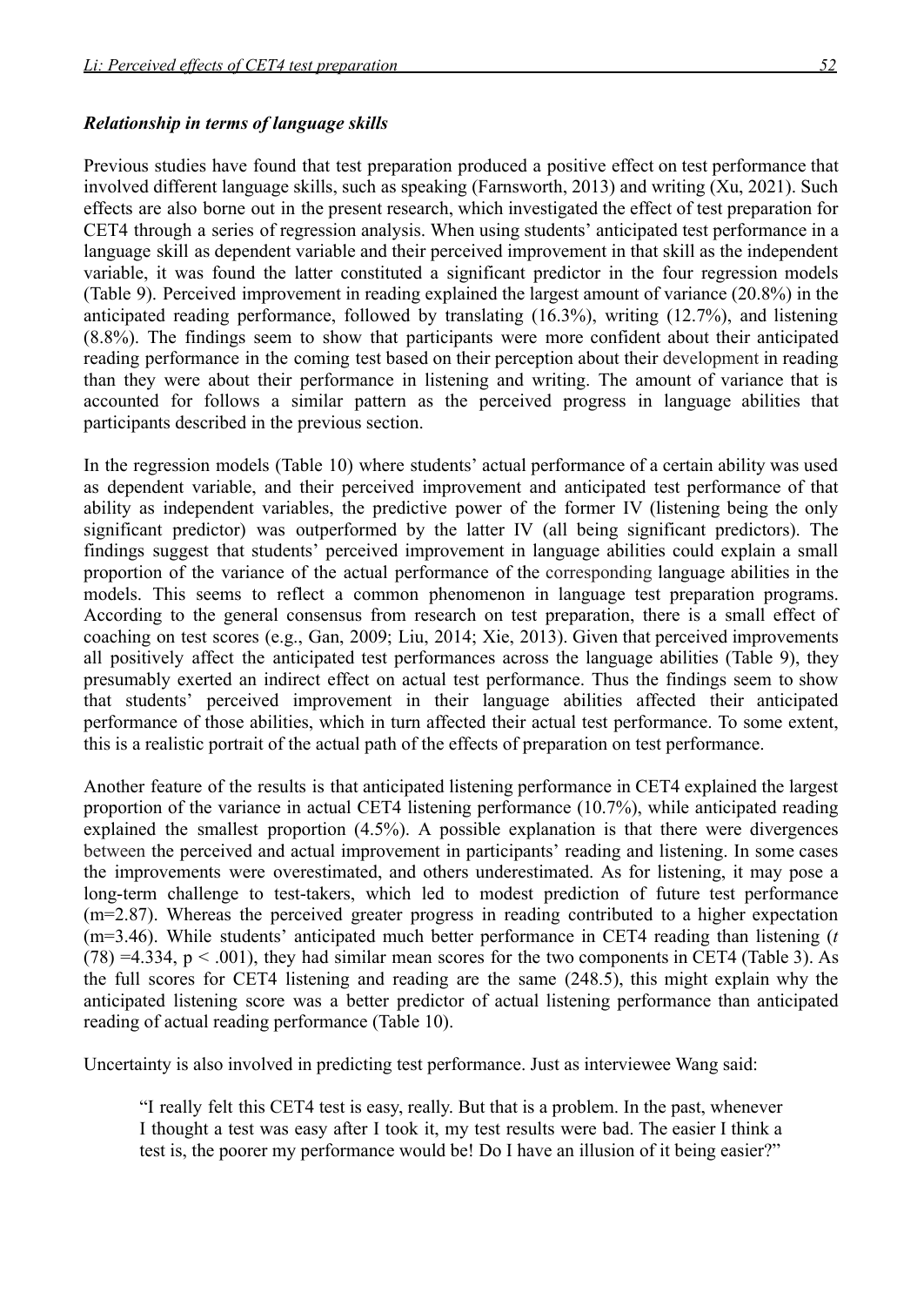***Relationship in terms of language skills***

Previous studies have found that test preparation produced a positive effect on test performance that involved different language skills, such as speaking (Farnsworth, 2013) and writing (Xu, 2021). Such effects are also borne out in the present research, which investigated the effect of test preparation for CET4 through a series of regression analysis. When using students' anticipated test performance in a language skill as dependent variable and their perceived improvement in that skill as the independent variable, it was found the latter constituted a significant predictor in the four regression models (Table 9). Perceived improvement in reading explained the largest amount of variance (20.8%) in the anticipated reading performance, followed by translating (16.3%), writing (12.7%), and listening (8.8%). The findings seem to show that participants were more confident about their anticipated reading performance in the coming test based on their perception about their development in reading than they were about their performance in listening and writing. The amount of variance that is accounted for follows a similar pattern as the perceived progress in language abilities that participants described in the previous section.

In the regression models (Table 10) where students' actual performance of a certain ability was used as dependent variable, and their perceived improvement and anticipated test performance of that ability as independent variables, the predictive power of the former IV (listening being the only significant predictor) was outperformed by the latter IV (all being significant predictors). The findings suggest that students' perceived improvement in language abilities could explain a small proportion of the variance of the actual performance of the corresponding language abilities in the models. This seems to reflect a common phenomenon in language test preparation programs. According to the general consensus from research on test preparation, there is a small effect of coaching on test scores (e.g., Gan, 2009; Liu, 2014; Xie, 2013). Given that perceived improvements all positively affect the anticipated test performances across the language abilities (Table 9), they presumably exerted an indirect effect on actual test performance. Thus the findings seem to show that students' perceived improvement in their language abilities affected their anticipated performance of those abilities, which in turn affected their actual test performance. To some extent, this is a realistic portrait of the actual path of the effects of preparation on test performance.

Another feature of the results is that anticipated listening performance in CET4 explained the largest proportion of the variance in actual CET4 listening performance (10.7%), while anticipated reading explained the smallest proportion (4.5%). A possible explanation is that there were divergences between the perceived and actual improvement in participants' reading and listening. In some cases the improvements were overestimated, and others underestimated. As for listening, it may pose a long-term challenge to test-takers, which led to modest prediction of future test performance (m=2.87). Whereas the perceived greater progress in reading contributed to a higher expectation (m=3.46). While students' anticipated much better performance in CET4 reading than listening ($t$ (78) =4.334, $p < .001$), they had similar mean scores for the two components in CET4 (Table 3). As the full scores for CET4 listening and reading are the same (248.5), this might explain why the anticipated listening score was a better predictor of actual listening performance than anticipated reading of actual reading performance (Table 10).

Uncertainty is also involved in predicting test performance. Just as interviewee Wang said:

> "I really felt this CET4 test is easy, really. But that is a problem. In the past, whenever I thought a test was easy after I took it, my test results were bad. The easier I think a test is, the poorer my performance would be! Do I have an illusion of it being easier?"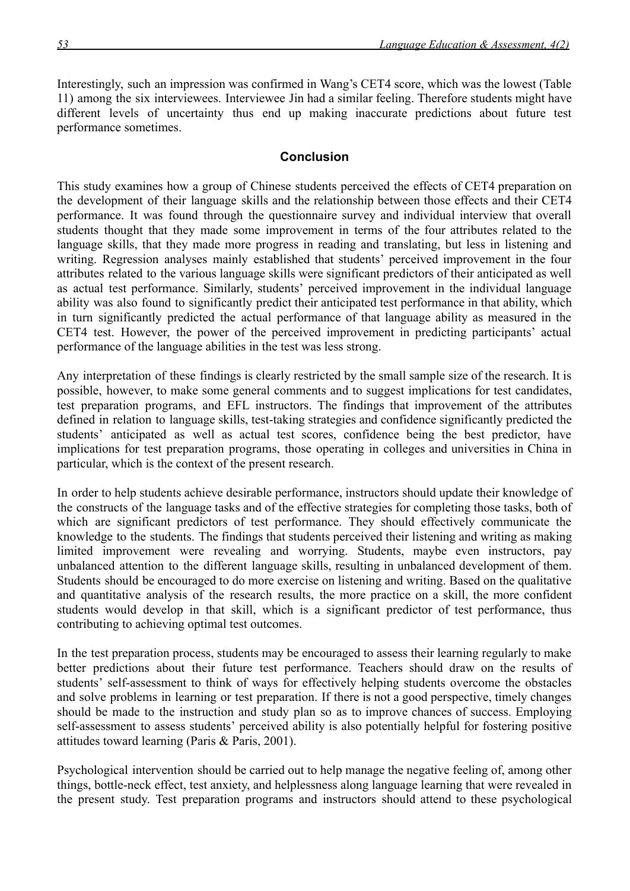Interestingly, such an impression was confirmed in Wang's CET4 score, which was the lowest (Table 11) among the six interviewees. Interviewee Jin had a similar feeling. Therefore students might have different levels of uncertainty thus end up making inaccurate predictions about future test performance sometimes.

## Conclusion

This study examines how a group of Chinese students perceived the effects of CET4 preparation on the development of their language skills and the relationship between those effects and their CET4 performance. It was found through the questionnaire survey and individual interview that overall students thought that they made some improvement in terms of the four attributes related to the language skills, that they made more progress in reading and translating, but less in listening and writing. Regression analyses mainly established that students' perceived improvement in the four attributes related to the various language skills were significant predictors of their anticipated as well as actual test performance. Similarly, students' perceived improvement in the individual language ability was also found to significantly predict their anticipated test performance in that ability, which in turn significantly predicted the actual performance of that language ability as measured in the CET4 test. However, the power of the perceived improvement in predicting participants' actual performance of the language abilities in the test was less strong.

Any interpretation of these findings is clearly restricted by the small sample size of the research. It is possible, however, to make some general comments and to suggest implications for test candidates, test preparation programs, and EFL instructors. The findings that improvement of the attributes defined in relation to language skills, test-taking strategies and confidence significantly predicted the students' anticipated as well as actual test scores, confidence being the best predictor, have implications for test preparation programs, those operating in colleges and universities in China in particular, which is the context of the present research.

In order to help students achieve desirable performance, instructors should update their knowledge of the constructs of the language tasks and of the effective strategies for completing those tasks, both of which are significant predictors of test performance. They should effectively communicate the knowledge to the students. The findings that students perceived their listening and writing as making limited improvement were revealing and worrying. Students, maybe even instructors, pay unbalanced attention to the different language skills, resulting in unbalanced development of them. Students should be encouraged to do more exercise on listening and writing. Based on the qualitative and quantitative analysis of the research results, the more practice on a skill, the more confident students would develop in that skill, which is a significant predictor of test performance, thus contributing to achieving optimal test outcomes.

In the test preparation process, students may be encouraged to assess their learning regularly to make better predictions about their future test performance. Teachers should draw on the results of students' self-assessment to think of ways for effectively helping students overcome the obstacles and solve problems in learning or test preparation. If there is not a good perspective, timely changes should be made to the instruction and study plan so as to improve chances of success. Employing self-assessment to assess students' perceived ability is also potentially helpful for fostering positive attitudes toward learning (Paris & Paris, 2001).

Psychological intervention should be carried out to help manage the negative feeling of, among other things, bottle-neck effect, test anxiety, and helplessness along language learning that were revealed in the present study. Test preparation programs and instructors should attend to these psychological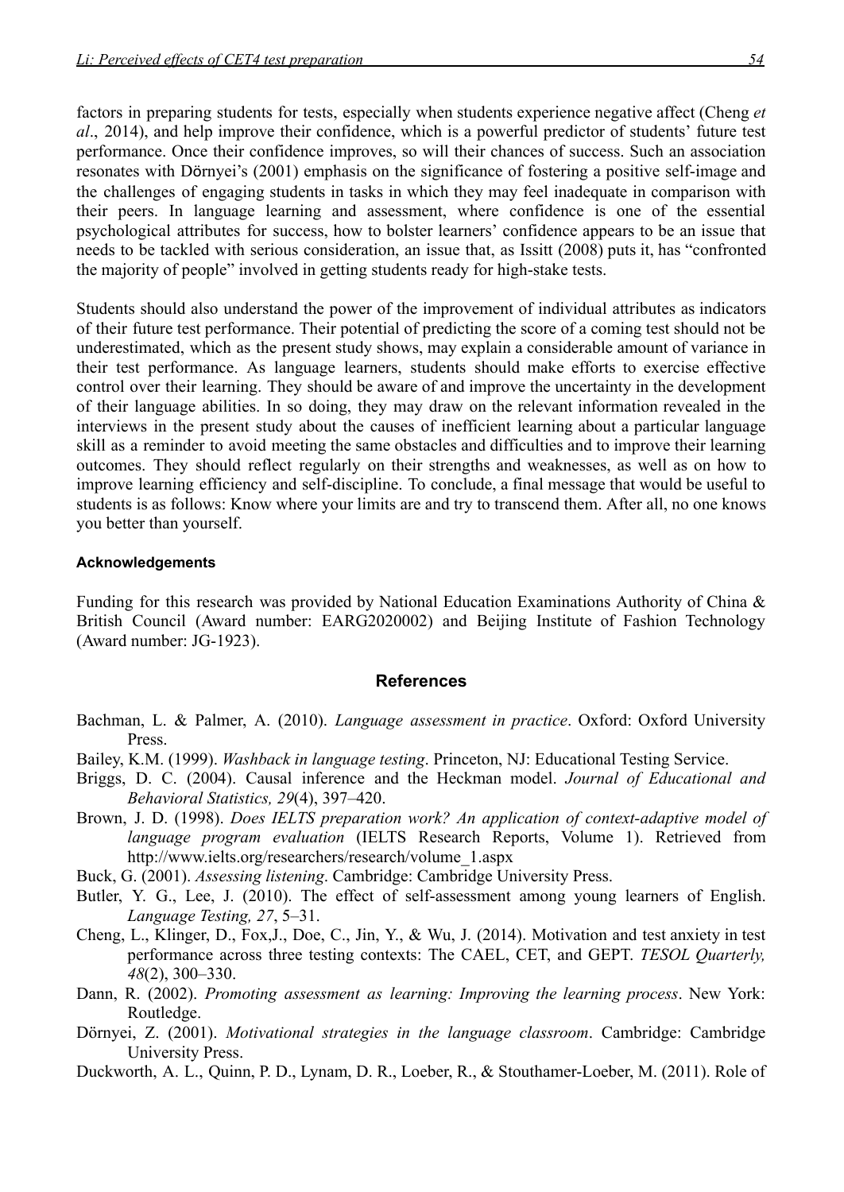factors in preparing students for tests, especially when students experience negative affect (Cheng *et al*., 2014), and help improve their confidence, which is a powerful predictor of students' future test performance. Once their confidence improves, so will their chances of success. Such an association resonates with Dörnyei's (2001) emphasis on the significance of fostering a positive self-image and the challenges of engaging students in tasks in which they may feel inadequate in comparison with their peers. In language learning and assessment, where confidence is one of the essential psychological attributes for success, how to bolster learners' confidence appears to be an issue that needs to be tackled with serious consideration, an issue that, as Issitt (2008) puts it, has "confronted the majority of people" involved in getting students ready for high-stake tests.

Students should also understand the power of the improvement of individual attributes as indicators of their future test performance. Their potential of predicting the score of a coming test should not be underestimated, which as the present study shows, may explain a considerable amount of variance in their test performance. As language learners, students should make efforts to exercise effective control over their learning. They should be aware of and improve the uncertainty in the development of their language abilities. In so doing, they may draw on the relevant information revealed in the interviews in the present study about the causes of inefficient learning about a particular language skill as a reminder to avoid meeting the same obstacles and difficulties and to improve their learning outcomes. They should reflect regularly on their strengths and weaknesses, as well as on how to improve learning efficiency and self-discipline. To conclude, a final message that would be useful to students is as follows: Know where your limits are and try to transcend them. After all, no one knows you better than yourself.

#### Acknowledgements

Funding for this research was provided by National Education Examinations Authority of China & British Council (Award number: EARG2020002) and Beijing Institute of Fashion Technology (Award number: JG-1923).

## References

Bachman, L. & Palmer, A. (2010). *Language assessment in practice*. Oxford: Oxford University Press.

Bailey, K.M. (1999). *Washback in language testing*. Princeton, NJ: Educational Testing Service.

Briggs, D. C. (2004). Causal inference and the Heckman model. *Journal of Educational and Behavioral Statistics, 29*(4), 397–420.

Brown, J. D. (1998). *Does IELTS preparation work? An application of context-adaptive model of language program evaluation* (IELTS Research Reports, Volume 1). Retrieved from http://www.ielts.org/researchers/research/volume_1.aspx

Buck, G. (2001). *Assessing listening*. Cambridge: Cambridge University Press.

Butler, Y. G., Lee, J. (2010). The effect of self-assessment among young learners of English. *Language Testing, 27*, 5–31.

Cheng, L., Klinger, D., Fox,J., Doe, C., Jin, Y., & Wu, J. (2014). Motivation and test anxiety in test performance across three testing contexts: The CAEL, CET, and GEPT. *TESOL Quarterly, 48*(2), 300–330.

Dann, R. (2002). *Promoting assessment as learning: Improving the learning process*. New York: Routledge.

Dörnyei, Z. (2001). *Motivational strategies in the language classroom*. Cambridge: Cambridge University Press.

Duckworth, A. L., Quinn, P. D., Lynam, D. R., Loeber, R., & Stouthamer-Loeber, M. (2011). Role of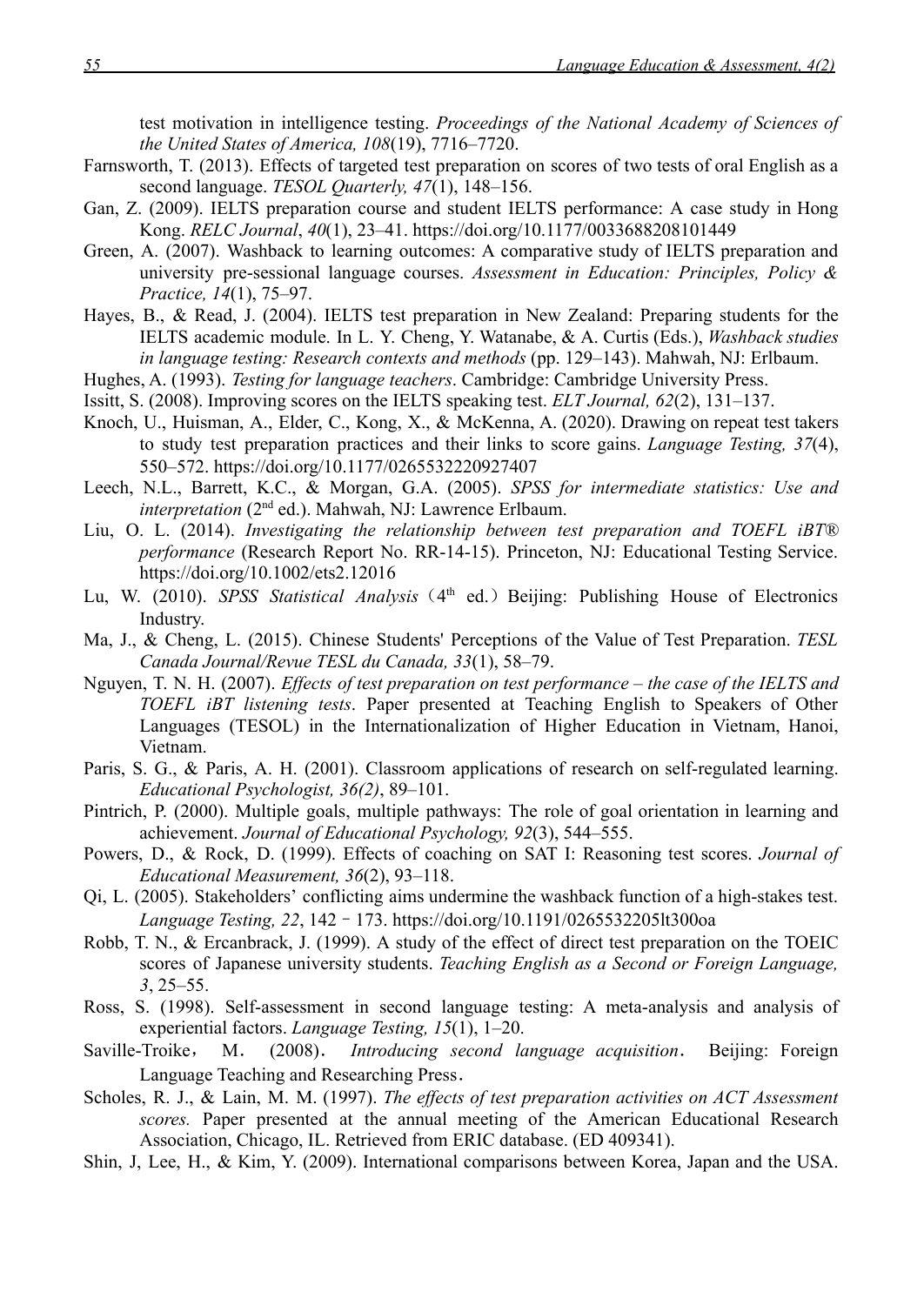test motivation in intelligence testing. *Proceedings of the National Academy of Sciences of the United States of America, 108*(19), 7716–7720.

Farnsworth, T. (2013). Effects of targeted test preparation on scores of two tests of oral English as a second language. *TESOL Quarterly, 47*(1), 148–156.

Gan, Z. (2009). IELTS preparation course and student IELTS performance: A case study in Hong Kong. *RELC Journal*, *40*(1), 23–41. https://doi.org/10.1177/0033688208101449

Green, A. (2007). Washback to learning outcomes: A comparative study of IELTS preparation and university pre-sessional language courses. *Assessment in Education: Principles, Policy & Practice, 14*(1), 75–97.

Hayes, B., & Read, J. (2004). IELTS test preparation in New Zealand: Preparing students for the IELTS academic module. In L. Y. Cheng, Y. Watanabe, & A. Curtis (Eds.), *Washback studies in language testing: Research contexts and methods* (pp. 129–143). Mahwah, NJ: Erlbaum.

Hughes, A. (1993). *Testing for language teachers*. Cambridge: Cambridge University Press.

Issitt, S. (2008). Improving scores on the IELTS speaking test. *ELT Journal, 62*(2), 131–137.

Knoch, U., Huisman, A., Elder, C., Kong, X., & McKenna, A. (2020). Drawing on repeat test takers to study test preparation practices and their links to score gains. *Language Testing, 37*(4), 550–572. https://doi.org/10.1177/0265532220927407

Leech, N.L., Barrett, K.C., & Morgan, G.A. (2005). *SPSS for intermediate statistics: Use and interpretation* (2nd ed.). Mahwah, NJ: Lawrence Erlbaum.

Liu, O. L. (2014). *Investigating the relationship between test preparation and TOEFL iBT® performance* (Research Report No. RR-14-15). Princeton, NJ: Educational Testing Service. https://doi.org/10.1002/ets2.12016

Lu, W. (2010). *SPSS Statistical Analysis*（4th ed.）Beijing: Publishing House of Electronics Industry.

Ma, J., & Cheng, L. (2015). Chinese Students' Perceptions of the Value of Test Preparation. *TESL Canada Journal/Revue TESL du Canada, 33*(1), 58–79.

Nguyen, T. N. H. (2007). *Effects of test preparation on test performance – the case of the IELTS and TOEFL iBT listening tests*. Paper presented at Teaching English to Speakers of Other Languages (TESOL) in the Internationalization of Higher Education in Vietnam, Hanoi, Vietnam.

Paris, S. G., & Paris, A. H. (2001). Classroom applications of research on self-regulated learning. *Educational Psychologist, 36(2)*, 89–101.

Pintrich, P. (2000). Multiple goals, multiple pathways: The role of goal orientation in learning and achievement. *Journal of Educational Psychology, 92*(3), 544–555.

Powers, D., & Rock, D. (1999). Effects of coaching on SAT I: Reasoning test scores. *Journal of Educational Measurement, 36*(2), 93–118.

Qi, L. (2005). Stakeholders’ conflicting aims undermine the washback function of a high-stakes test. *Language Testing, 22*, 142–173. https://doi.org/10.1191/0265532205lt300oa

Robb, T. N., & Ercanbrack, J. (1999). A study of the effect of direct test preparation on the TOEIC scores of Japanese university students. *Teaching English as a Second or Foreign Language, 3*, 25–55.

Ross, S. (1998). Self-assessment in second language testing: A meta-analysis and analysis of experiential factors. *Language Testing, 15*(1), 1–20.

Saville-Troike， M． (2008)． *Introducing second language acquisition*． Beijing: Foreign Language Teaching and Researching Press．

Scholes, R. J., & Lain, M. M. (1997). *The effects of test preparation activities on ACT Assessment scores.* Paper presented at the annual meeting of the American Educational Research Association, Chicago, IL. Retrieved from ERIC database. (ED 409341).

Shin, J, Lee, H., & Kim, Y. (2009). International comparisons between Korea, Japan and the USA.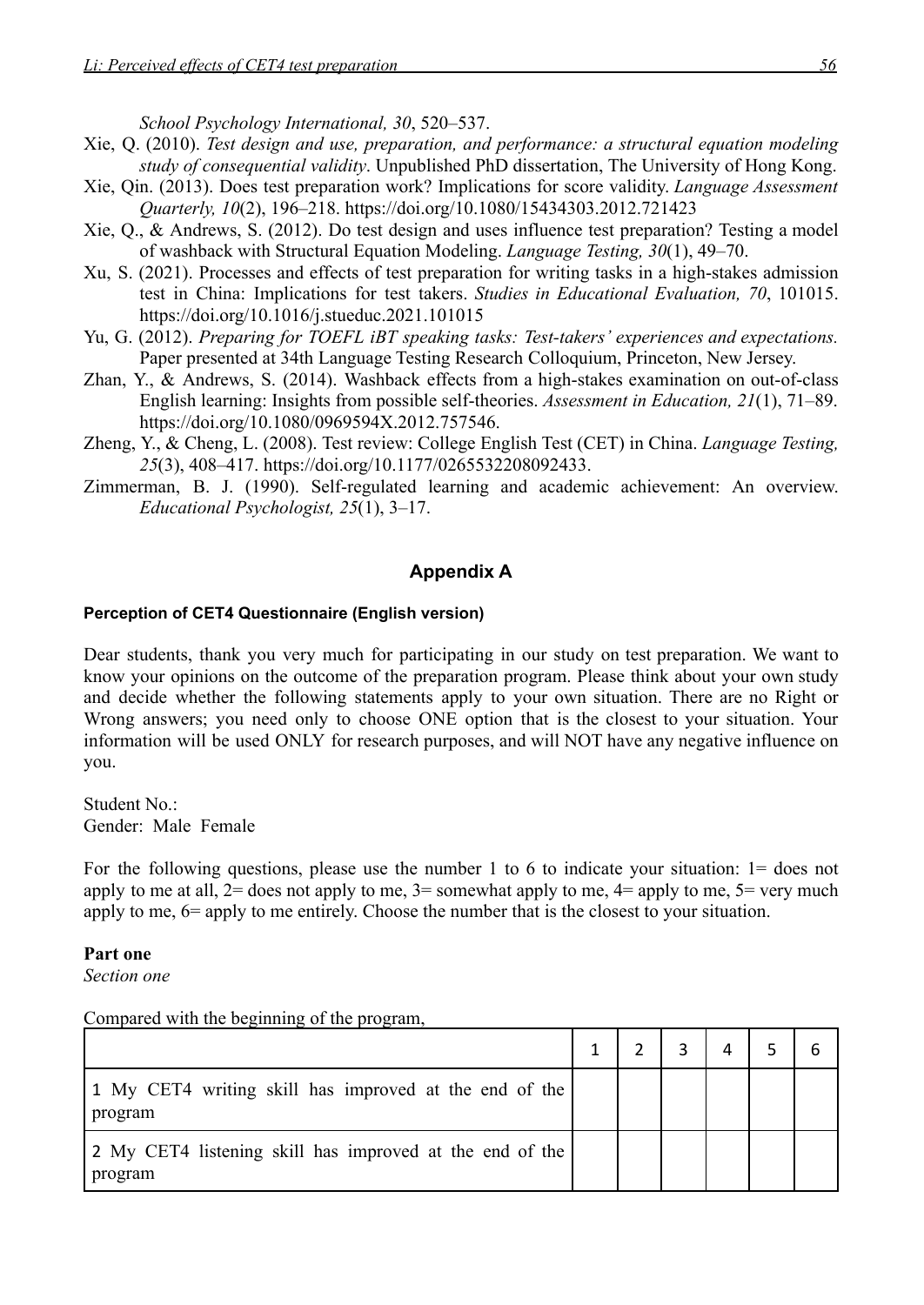School Psychology International, 30*, 520–537.

Xie, Q. (2010). *Test design and use, preparation, and performance: a structural equation modeling study of consequential validity*. Unpublished PhD dissertation, The University of Hong Kong.

Xie, Qin. (2013). Does test preparation work? Implications for score validity. *Language Assessment Quarterly, 10*(2), 196–218. https://doi.org/10.1080/15434303.2012.721423

Xie, Q., & Andrews, S. (2012). Do test design and uses influence test preparation? Testing a model of washback with Structural Equation Modeling. *Language Testing, 30*(1), 49–70.

Xu, S. (2021). Processes and effects of test preparation for writing tasks in a high-stakes admission test in China: Implications for test takers. *Studies in Educational Evaluation, 70*, 101015. https://doi.org/10.1016/j.stueduc.2021.101015

Yu, G. (2012). *Preparing for TOEFL iBT speaking tasks: Test-takers' experiences and expectations.* Paper presented at 34th Language Testing Research Colloquium, Princeton, New Jersey.

Zhan, Y., & Andrews, S. (2014). Washback effects from a high-stakes examination on out-of-class English learning: Insights from possible self-theories. *Assessment in Education, 21*(1), 71–89. https://doi.org/10.1080/0969594X.2012.757546.

Zheng, Y., & Cheng, L. (2008). Test review: College English Test (CET) in China. *Language Testing, 25*(3), 408–417. https://doi.org/10.1177/0265532208092433.

Zimmerman, B. J. (1990). Self-regulated learning and academic achievement: An overview. *Educational Psychologist, 25*(1), 3–17.

## Appendix A

#### Perception of CET4 Questionnaire (English version)

Dear students, thank you very much for participating in our study on test preparation. We want to know your opinions on the outcome of the preparation program. Please think about your own study and decide whether the following statements apply to your own situation. There are no Right or Wrong answers; you need only to choose ONE option that is the closest to your situation. Your information will be used ONLY for research purposes, and will NOT have any negative influence on you.

Student No.:
Gender: Male Female

For the following questions, please use the number 1 to 6 to indicate your situation: 1= does not apply to me at all, 2= does not apply to me, 3= somewhat apply to me, 4= apply to me, 5= very much apply to me, 6= apply to me entirely. Choose the number that is the closest to your situation.

**Part one**

*Section one*

Compared with the beginning of the program,

| | 1 | 2 | 3 | 4 | 5 | 6 |
|---|---|---|---|---|---|---|
| 1 My CET4 writing skill has improved at the end of the program | | | | | | |
| 2 My CET4 listening skill has improved at the end of the program | | | | | | |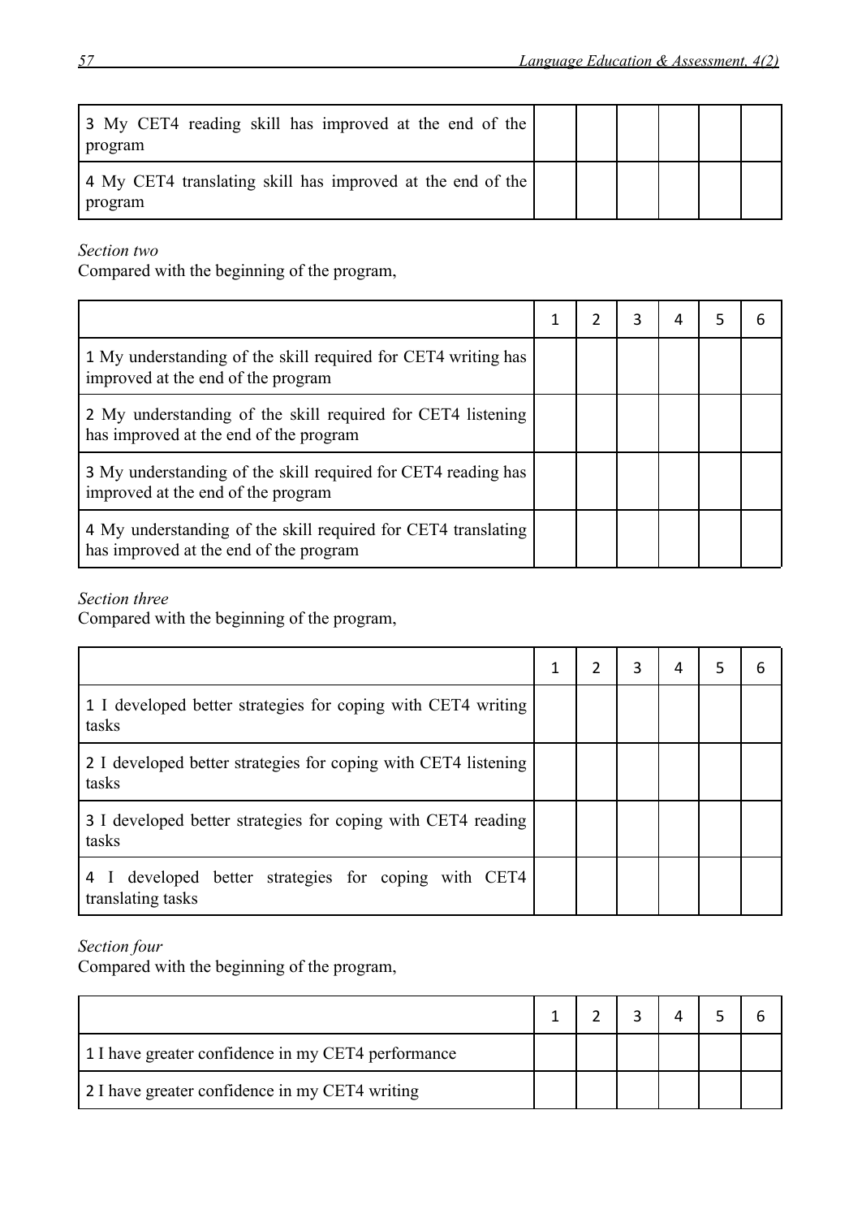| | | | | | | |
|---|---|---|---|---|---|---|
| 3 My CET4 reading skill has improved at the end of the program | | | | | | |
| 4 My CET4 translating skill has improved at the end of the program | | | | | | |

*Section two*

Compared with the beginning of the program,

| | 1 | 2 | 3 | 4 | 5 | 6 |
|---|---|---|---|---|---|---|
| 1 My understanding of the skill required for CET4 writing has improved at the end of the program | | | | | | |
| 2 My understanding of the skill required for CET4 listening has improved at the end of the program | | | | | | |
| 3 My understanding of the skill required for CET4 reading has improved at the end of the program | | | | | | |
| 4 My understanding of the skill required for CET4 translating has improved at the end of the program | | | | | | |

*Section three*

Compared with the beginning of the program,

| | 1 | 2 | 3 | 4 | 5 | 6 |
|---|---|---|---|---|---|---|
| 1 I developed better strategies for coping with CET4 writing tasks | | | | | | |
| 2 I developed better strategies for coping with CET4 listening tasks | | | | | | |
| 3 I developed better strategies for coping with CET4 reading tasks | | | | | | |
| 4 I developed better strategies for coping with CET4 translating tasks | | | | | | |

*Section four*

Compared with the beginning of the program,

| | 1 | 2 | 3 | 4 | 5 | 6 |
|---|---|---|---|---|---|---|
| 1 I have greater confidence in my CET4 performance | | | | | | |
| 2 I have greater confidence in my CET4 writing | | | | | | |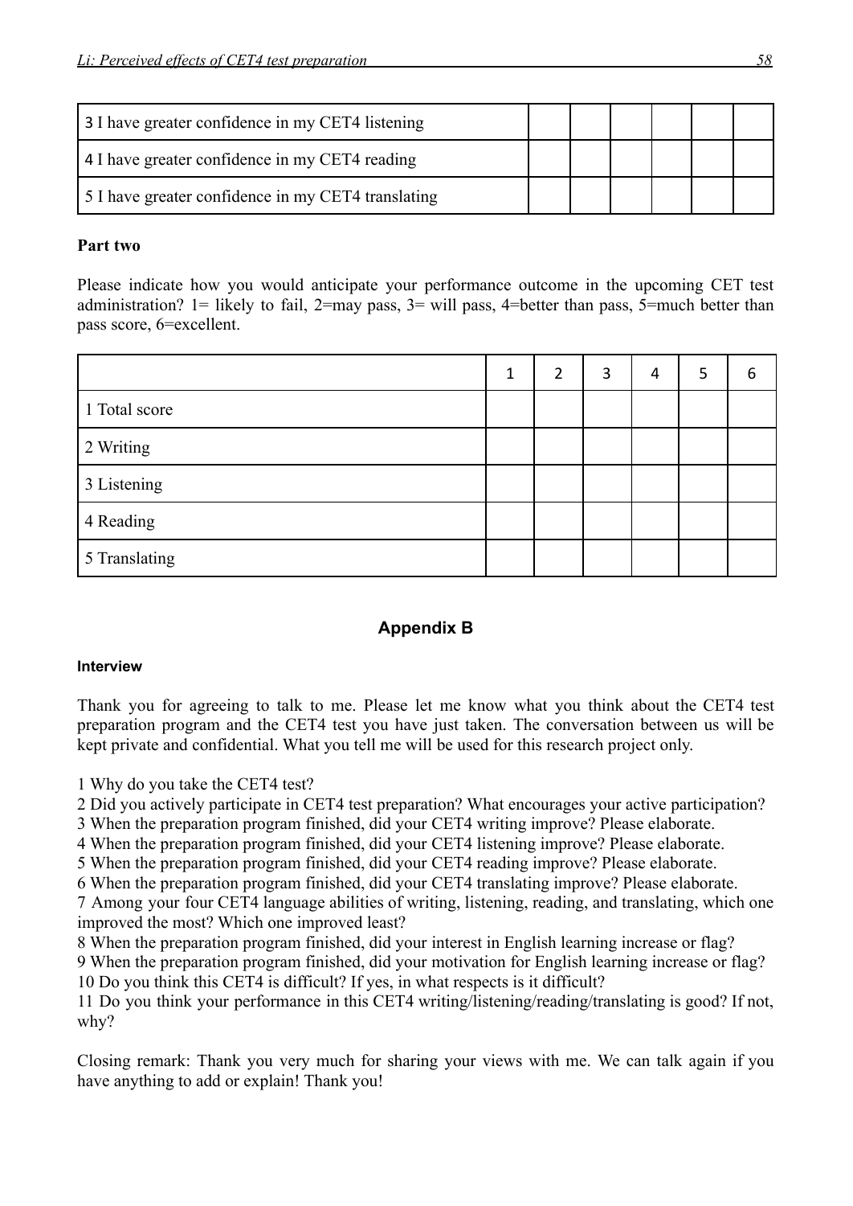| | | | | | | |
|---|---|---|---|---|---|---|
| 3 I have greater confidence in my CET4 listening | | | | | | |
| 4 I have greater confidence in my CET4 reading | | | | | | |
| 5 I have greater confidence in my CET4 translating | | | | | | |

**Part two**

Please indicate how you would anticipate your performance outcome in the upcoming CET test administration? 1= likely to fail, 2=may pass, 3= will pass, 4=better than pass, 5=much better than pass score, 6=excellent.

| | 1 | 2 | 3 | 4 | 5 | 6 |
|---|---|---|---|---|---|---|
| 1 Total score | | | | | | |
| 2 Writing | | | | | | |
| 3 Listening | | | | | | |
| 4 Reading | | | | | | |
| 5 Translating | | | | | | |

## Appendix B

### Interview

Thank you for agreeing to talk to me. Please let me know what you think about the CET4 test preparation program and the CET4 test you have just taken. The conversation between us will be kept private and confidential. What you tell me will be used for this research project only.

1 Why do you take the CET4 test?
2 Did you actively participate in CET4 test preparation? What encourages your active participation?
3 When the preparation program finished, did your CET4 writing improve? Please elaborate.
4 When the preparation program finished, did your CET4 listening improve? Please elaborate.
5 When the preparation program finished, did your CET4 reading improve? Please elaborate.
6 When the preparation program finished, did your CET4 translating improve? Please elaborate.
7 Among your four CET4 language abilities of writing, listening, reading, and translating, which one improved the most? Which one improved least?
8 When the preparation program finished, did your interest in English learning increase or flag?
9 When the preparation program finished, did your motivation for English learning increase or flag?
10 Do you think this CET4 is difficult? If yes, in what respects is it difficult?
11 Do you think your performance in this CET4 writing/listening/reading/translating is good? If not, why?

Closing remark: Thank you very much for sharing your views with me. We can talk again if you have anything to add or explain! Thank you!